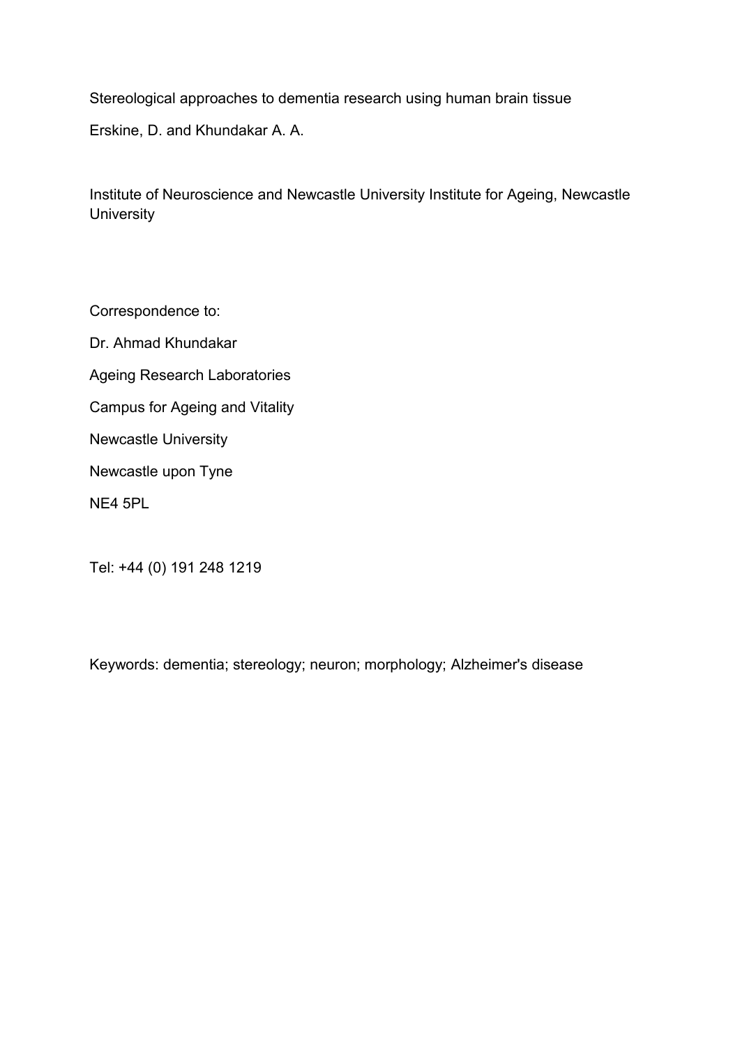# Stereological approaches to dementia research using human brain tissue

Erskine, D. and Khundakar A. A.

Institute of Neuroscience and Newcastle University Institute for Ageing, Newcastle University

Correspondence to:

Dr. Ahmad Khundakar

Ageing Research Laboratories

Campus for Ageing and Vitality

Newcastle University

Newcastle upon Tyne

NE4 5PL

Tel: +44 (0) 191 248 1219

Keywords: dementia; stereology; neuron; morphology; Alzheimer's disease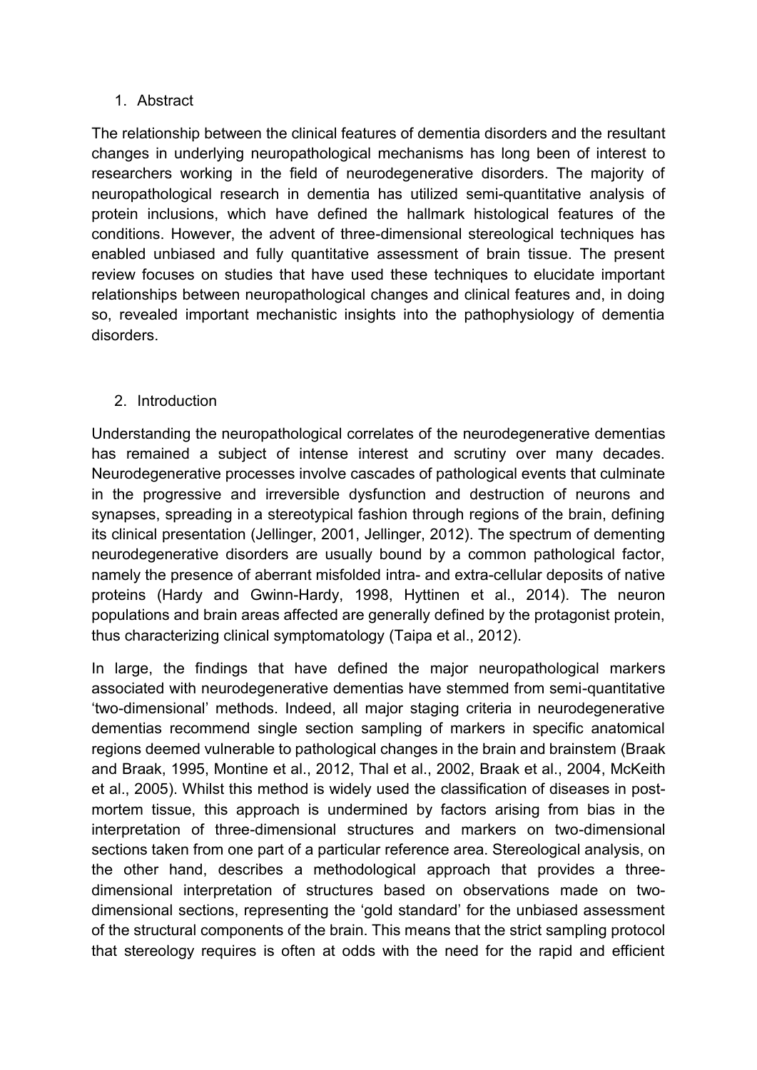## 1. Abstract

The relationship between the clinical features of dementia disorders and the resultant changes in underlying neuropathological mechanisms has long been of interest to researchers working in the field of neurodegenerative disorders. The majority of neuropathological research in dementia has utilized semi-quantitative analysis of protein inclusions, which have defined the hallmark histological features of the conditions. However, the advent of three-dimensional stereological techniques has enabled unbiased and fully quantitative assessment of brain tissue. The present review focuses on studies that have used these techniques to elucidate important relationships between neuropathological changes and clinical features and, in doing so, revealed important mechanistic insights into the pathophysiology of dementia disorders.

## 2. Introduction

Understanding the neuropathological correlates of the neurodegenerative dementias has remained a subject of intense interest and scrutiny over many decades. Neurodegenerative processes involve cascades of pathological events that culminate in the progressive and irreversible dysfunction and destruction of neurons and synapses, spreading in a stereotypical fashion through regions of the brain, defining its clinical presentation (Jellinger, 2001, Jellinger, 2012). The spectrum of dementing neurodegenerative disorders are usually bound by a common pathological factor, namely the presence of aberrant misfolded intra- and extra-cellular deposits of native proteins (Hardy and Gwinn-Hardy, 1998, Hyttinen et al., 2014). The neuron populations and brain areas affected are generally defined by the protagonist protein, thus characterizing clinical symptomatology (Taipa et al., 2012).

In large, the findings that have defined the major neuropathological markers associated with neurodegenerative dementias have stemmed from semi-quantitative 'two-dimensional' methods. Indeed, all major staging criteria in neurodegenerative dementias recommend single section sampling of markers in specific anatomical regions deemed vulnerable to pathological changes in the brain and brainstem (Braak and Braak, 1995, Montine et al., 2012, Thal et al., 2002, Braak et al., 2004, McKeith et al., 2005). Whilst this method is widely used the classification of diseases in post-mortem tissue, this approach is undermined by factors arising from bias in the interpretation of three-dimensional structures and markers on two-dimensional sections taken from one part of a particular reference area. Stereological analysis, on the other hand, describes a methodological approach that provides a three-dimensional interpretation of structures based on observations made on two-dimensional sections, representing the 'gold standard' for the unbiased assessment of the structural components of the brain. This means that the strict sampling protocol that stereology requires is often at odds with the need for the rapid and efficient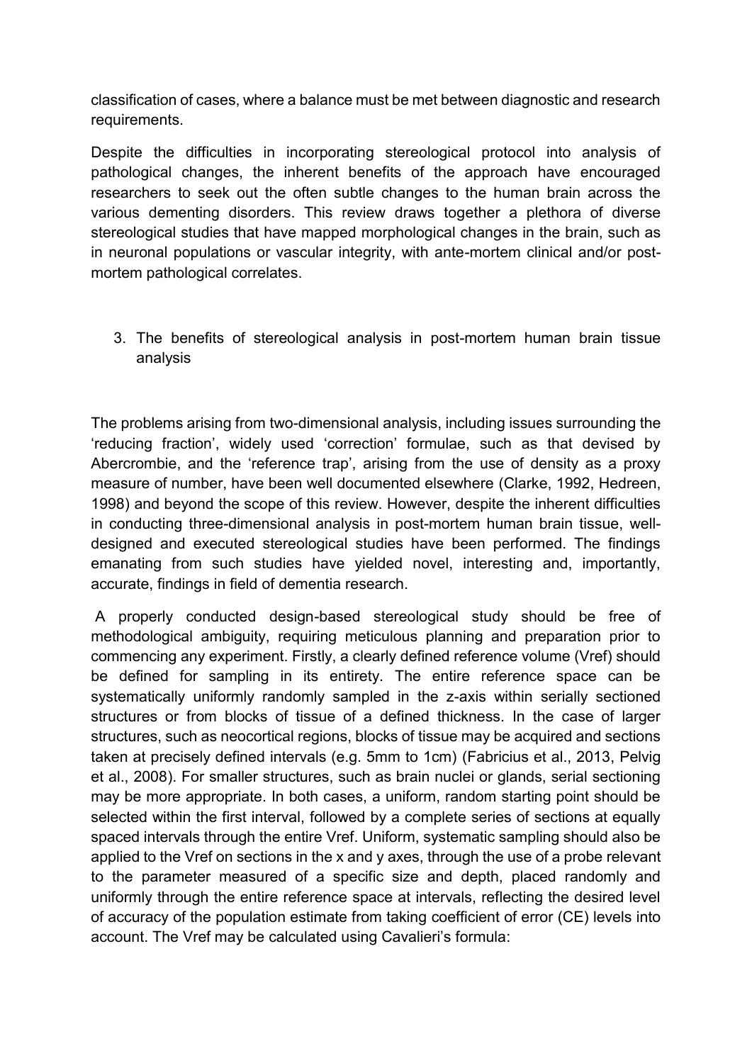classification of cases, where a balance must be met between diagnostic and research requirements.

Despite the difficulties in incorporating stereological protocol into analysis of pathological changes, the inherent benefits of the approach have encouraged researchers to seek out the often subtle changes to the human brain across the various dementing disorders. This review draws together a plethora of diverse stereological studies that have mapped morphological changes in the brain, such as in neuronal populations or vascular integrity, with ante-mortem clinical and/or post-mortem pathological correlates.

## 3. The benefits of stereological analysis in post-mortem human brain tissue analysis

The problems arising from two-dimensional analysis, including issues surrounding the 'reducing fraction', widely used 'correction' formulae, such as that devised by Abercrombie, and the 'reference trap', arising from the use of density as a proxy measure of number, have been well documented elsewhere (Clarke, 1992, Hedreen, 1998) and beyond the scope of this review. However, despite the inherent difficulties in conducting three-dimensional analysis in post-mortem human brain tissue, well-designed and executed stereological studies have been performed. The findings emanating from such studies have yielded novel, interesting and, importantly, accurate, findings in field of dementia research.

A properly conducted design-based stereological study should be free of methodological ambiguity, requiring meticulous planning and preparation prior to commencing any experiment. Firstly, a clearly defined reference volume (Vref) should be defined for sampling in its entirety. The entire reference space can be systematically uniformly randomly sampled in the z-axis within serially sectioned structures or from blocks of tissue of a defined thickness. In the case of larger structures, such as neocortical regions, blocks of tissue may be acquired and sections taken at precisely defined intervals (e.g. 5mm to 1cm) (Fabricius et al., 2013, Pelvig et al., 2008). For smaller structures, such as brain nuclei or glands, serial sectioning may be more appropriate. In both cases, a uniform, random starting point should be selected within the first interval, followed by a complete series of sections at equally spaced intervals through the entire Vref. Uniform, systematic sampling should also be applied to the Vref on sections in the x and y axes, through the use of a probe relevant to the parameter measured of a specific size and depth, placed randomly and uniformly through the entire reference space at intervals, reflecting the desired level of accuracy of the population estimate from taking coefficient of error (CE) levels into account. The Vref may be calculated using Cavalieri's formula: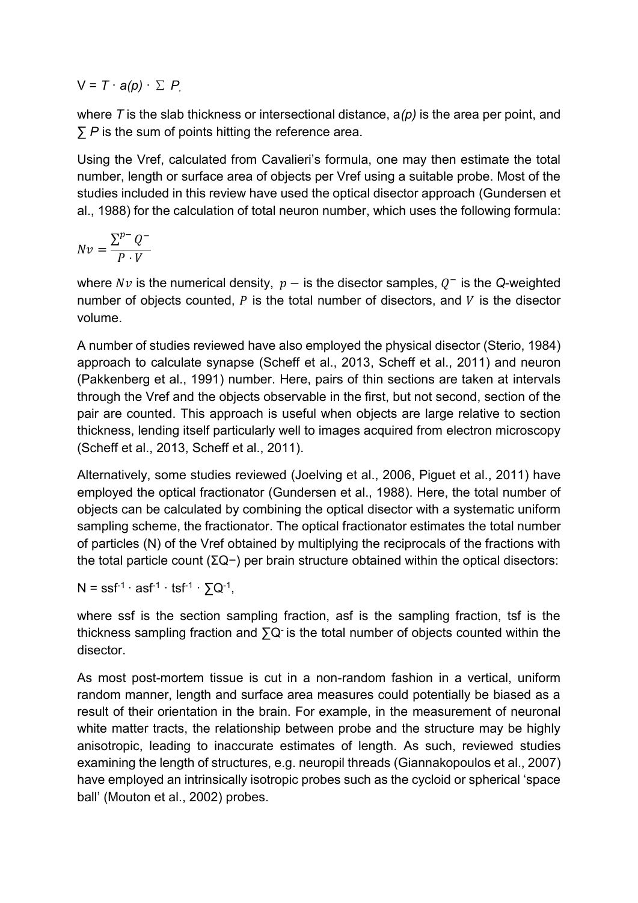$V = T \cdot a(p) \cdot \sum P$,

where $T$ is the slab thickness or intersectional distance, $a(p)$ is the area per point, and $\sum P$ is the sum of points hitting the reference area.

Using the Vref, calculated from Cavalieri's formula, one may then estimate the total number, length or surface area of objects per Vref using a suitable probe. Most of the studies included in this review have used the optical disector approach (Gundersen et al., 1988) for the calculation of total neuron number, which uses the following formula:

$$Nv = \frac{\sum^{p-} Q^{-}}{P \cdot V}$$

where $Nv$ is the numerical density, $p-$ is the disector samples, $Q^{-}$ is the *Q*-weighted number of objects counted, $P$ is the total number of disectors, and $V$ is the disector volume.

A number of studies reviewed have also employed the physical disector (Sterio, 1984) approach to calculate synapse (Scheff et al., 2013, Scheff et al., 2011) and neuron (Pakkenberg et al., 1991) number. Here, pairs of thin sections are taken at intervals through the Vref and the objects observable in the first, but not second, section of the pair are counted. This approach is useful when objects are large relative to section thickness, lending itself particularly well to images acquired from electron microscopy (Scheff et al., 2013, Scheff et al., 2011).

Alternatively, some studies reviewed (Joelving et al., 2006, Piguet et al., 2011) have employed the optical fractionator (Gundersen et al., 1988). Here, the total number of objects can be calculated by combining the optical disector with a systematic uniform sampling scheme, the fractionator. The optical fractionator estimates the total number of particles (N) of the Vref obtained by multiplying the reciprocals of the fractions with the total particle count ($\Sigma Q-$) per brain structure obtained within the optical disectors:

$N = ssf^{-1} \cdot asf^{-1} \cdot tsf^{-1} \cdot \sum Q^{-1}$,

where ssf is the section sampling fraction, asf is the sampling fraction, tsf is the thickness sampling fraction and $\sum Q^{-}$ is the total number of objects counted within the disector.

As most post-mortem tissue is cut in a non-random fashion in a vertical, uniform random manner, length and surface area measures could potentially be biased as a result of their orientation in the brain. For example, in the measurement of neuronal white matter tracts, the relationship between probe and the structure may be highly anisotropic, leading to inaccurate estimates of length. As such, reviewed studies examining the length of structures, e.g. neuropil threads (Giannakopoulos et al., 2007) have employed an intrinsically isotropic probes such as the cycloid or spherical 'space ball' (Mouton et al., 2002) probes.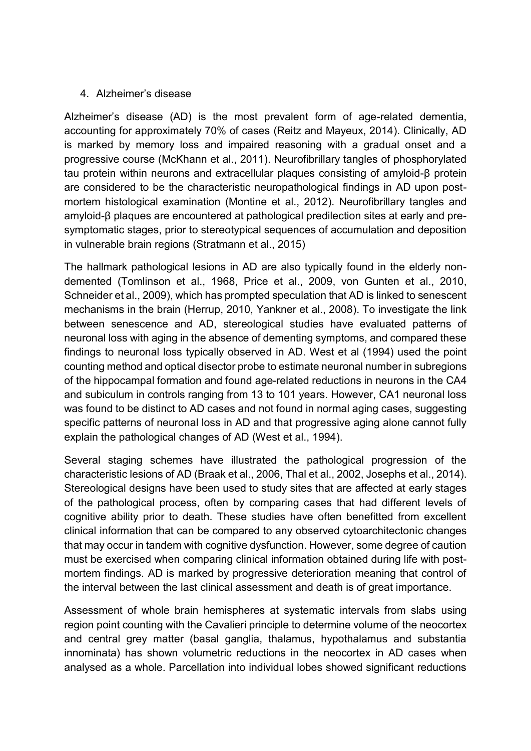## 4. Alzheimer's disease

Alzheimer's disease (AD) is the most prevalent form of age-related dementia, accounting for approximately 70% of cases (Reitz and Mayeux, 2014). Clinically, AD is marked by memory loss and impaired reasoning with a gradual onset and a progressive course (McKhann et al., 2011). Neurofibrillary tangles of phosphorylated tau protein within neurons and extracellular plaques consisting of amyloid-β protein are considered to be the characteristic neuropathological findings in AD upon post-mortem histological examination (Montine et al., 2012). Neurofibrillary tangles and amyloid-β plaques are encountered at pathological predilection sites at early and pre-symptomatic stages, prior to stereotypical sequences of accumulation and deposition in vulnerable brain regions (Stratmann et al., 2015)

The hallmark pathological lesions in AD are also typically found in the elderly non-demented (Tomlinson et al., 1968, Price et al., 2009, von Gunten et al., 2010, Schneider et al., 2009), which has prompted speculation that AD is linked to senescent mechanisms in the brain (Herrup, 2010, Yankner et al., 2008). To investigate the link between senescence and AD, stereological studies have evaluated patterns of neuronal loss with aging in the absence of dementing symptoms, and compared these findings to neuronal loss typically observed in AD. West et al (1994) used the point counting method and optical disector probe to estimate neuronal number in subregions of the hippocampal formation and found age-related reductions in neurons in the CA4 and subiculum in controls ranging from 13 to 101 years. However, CA1 neuronal loss was found to be distinct to AD cases and not found in normal aging cases, suggesting specific patterns of neuronal loss in AD and that progressive aging alone cannot fully explain the pathological changes of AD (West et al., 1994).

Several staging schemes have illustrated the pathological progression of the characteristic lesions of AD (Braak et al., 2006, Thal et al., 2002, Josephs et al., 2014). Stereological designs have been used to study sites that are affected at early stages of the pathological process, often by comparing cases that had different levels of cognitive ability prior to death. These studies have often benefitted from excellent clinical information that can be compared to any observed cytoarchitectonic changes that may occur in tandem with cognitive dysfunction. However, some degree of caution must be exercised when comparing clinical information obtained during life with post-mortem findings. AD is marked by progressive deterioration meaning that control of the interval between the last clinical assessment and death is of great importance.

Assessment of whole brain hemispheres at systematic intervals from slabs using region point counting with the Cavalieri principle to determine volume of the neocortex and central grey matter (basal ganglia, thalamus, hypothalamus and substantia innominata) has shown volumetric reductions in the neocortex in AD cases when analysed as a whole. Parcellation into individual lobes showed significant reductions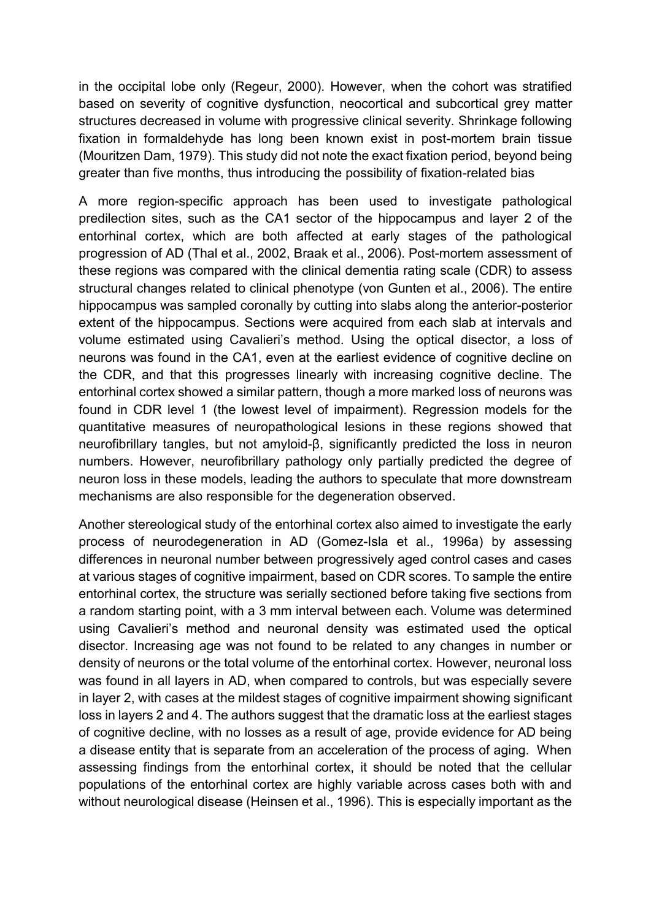in the occipital lobe only (Regeur, 2000). However, when the cohort was stratified based on severity of cognitive dysfunction, neocortical and subcortical grey matter structures decreased in volume with progressive clinical severity. Shrinkage following fixation in formaldehyde has long been known exist in post-mortem brain tissue (Mouritzen Dam, 1979). This study did not note the exact fixation period, beyond being greater than five months, thus introducing the possibility of fixation-related bias

A more region-specific approach has been used to investigate pathological predilection sites, such as the CA1 sector of the hippocampus and layer 2 of the entorhinal cortex, which are both affected at early stages of the pathological progression of AD (Thal et al., 2002, Braak et al., 2006). Post-mortem assessment of these regions was compared with the clinical dementia rating scale (CDR) to assess structural changes related to clinical phenotype (von Gunten et al., 2006). The entire hippocampus was sampled coronally by cutting into slabs along the anterior-posterior extent of the hippocampus. Sections were acquired from each slab at intervals and volume estimated using Cavalieri's method. Using the optical disector, a loss of neurons was found in the CA1, even at the earliest evidence of cognitive decline on the CDR, and that this progresses linearly with increasing cognitive decline. The entorhinal cortex showed a similar pattern, though a more marked loss of neurons was found in CDR level 1 (the lowest level of impairment). Regression models for the quantitative measures of neuropathological lesions in these regions showed that neurofibrillary tangles, but not amyloid-β, significantly predicted the loss in neuron numbers. However, neurofibrillary pathology only partially predicted the degree of neuron loss in these models, leading the authors to speculate that more downstream mechanisms are also responsible for the degeneration observed.

Another stereological study of the entorhinal cortex also aimed to investigate the early process of neurodegeneration in AD (Gomez-Isla et al., 1996a) by assessing differences in neuronal number between progressively aged control cases and cases at various stages of cognitive impairment, based on CDR scores. To sample the entire entorhinal cortex, the structure was serially sectioned before taking five sections from a random starting point, with a 3 mm interval between each. Volume was determined using Cavalieri's method and neuronal density was estimated used the optical disector. Increasing age was not found to be related to any changes in number or density of neurons or the total volume of the entorhinal cortex. However, neuronal loss was found in all layers in AD, when compared to controls, but was especially severe in layer 2, with cases at the mildest stages of cognitive impairment showing significant loss in layers 2 and 4. The authors suggest that the dramatic loss at the earliest stages of cognitive decline, with no losses as a result of age, provide evidence for AD being a disease entity that is separate from an acceleration of the process of aging. When assessing findings from the entorhinal cortex, it should be noted that the cellular populations of the entorhinal cortex are highly variable across cases both with and without neurological disease (Heinsen et al., 1996). This is especially important as the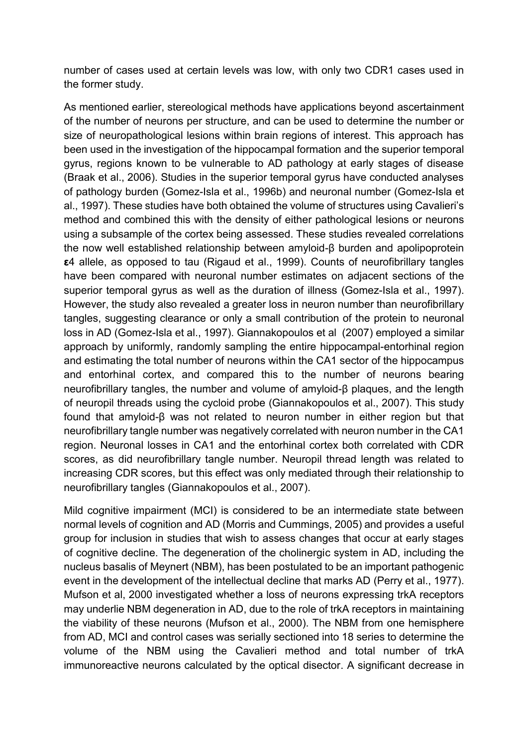number of cases used at certain levels was low, with only two CDR1 cases used in the former study.

As mentioned earlier, stereological methods have applications beyond ascertainment of the number of neurons per structure, and can be used to determine the number or size of neuropathological lesions within brain regions of interest. This approach has been used in the investigation of the hippocampal formation and the superior temporal gyrus, regions known to be vulnerable to AD pathology at early stages of disease (Braak et al., 2006). Studies in the superior temporal gyrus have conducted analyses of pathology burden (Gomez-Isla et al., 1996b) and neuronal number (Gomez-Isla et al., 1997). These studies have both obtained the volume of structures using Cavalieri's method and combined this with the density of either pathological lesions or neurons using a subsample of the cortex being assessed. These studies revealed correlations the now well established relationship between amyloid-β burden and apolipoprotein **ε**4 allele, as opposed to tau (Rigaud et al., 1999). Counts of neurofibrillary tangles have been compared with neuronal number estimates on adjacent sections of the superior temporal gyrus as well as the duration of illness (Gomez-Isla et al., 1997). However, the study also revealed a greater loss in neuron number than neurofibrillary tangles, suggesting clearance or only a small contribution of the protein to neuronal loss in AD (Gomez-Isla et al., 1997). Giannakopoulos et al (2007) employed a similar approach by uniformly, randomly sampling the entire hippocampal-entorhinal region and estimating the total number of neurons within the CA1 sector of the hippocampus and entorhinal cortex, and compared this to the number of neurons bearing neurofibrillary tangles, the number and volume of amyloid-β plaques, and the length of neuropil threads using the cycloid probe (Giannakopoulos et al., 2007). This study found that amyloid-β was not related to neuron number in either region but that neurofibrillary tangle number was negatively correlated with neuron number in the CA1 region. Neuronal losses in CA1 and the entorhinal cortex both correlated with CDR scores, as did neurofibrillary tangle number. Neuropil thread length was related to increasing CDR scores, but this effect was only mediated through their relationship to neurofibrillary tangles (Giannakopoulos et al., 2007).

Mild cognitive impairment (MCI) is considered to be an intermediate state between normal levels of cognition and AD (Morris and Cummings, 2005) and provides a useful group for inclusion in studies that wish to assess changes that occur at early stages of cognitive decline. The degeneration of the cholinergic system in AD, including the nucleus basalis of Meynert (NBM), has been postulated to be an important pathogenic event in the development of the intellectual decline that marks AD (Perry et al., 1977). Mufson et al, 2000 investigated whether a loss of neurons expressing trkA receptors may underlie NBM degeneration in AD, due to the role of trkA receptors in maintaining the viability of these neurons (Mufson et al., 2000). The NBM from one hemisphere from AD, MCI and control cases was serially sectioned into 18 series to determine the volume of the NBM using the Cavalieri method and total number of trkA immunoreactive neurons calculated by the optical disector. A significant decrease in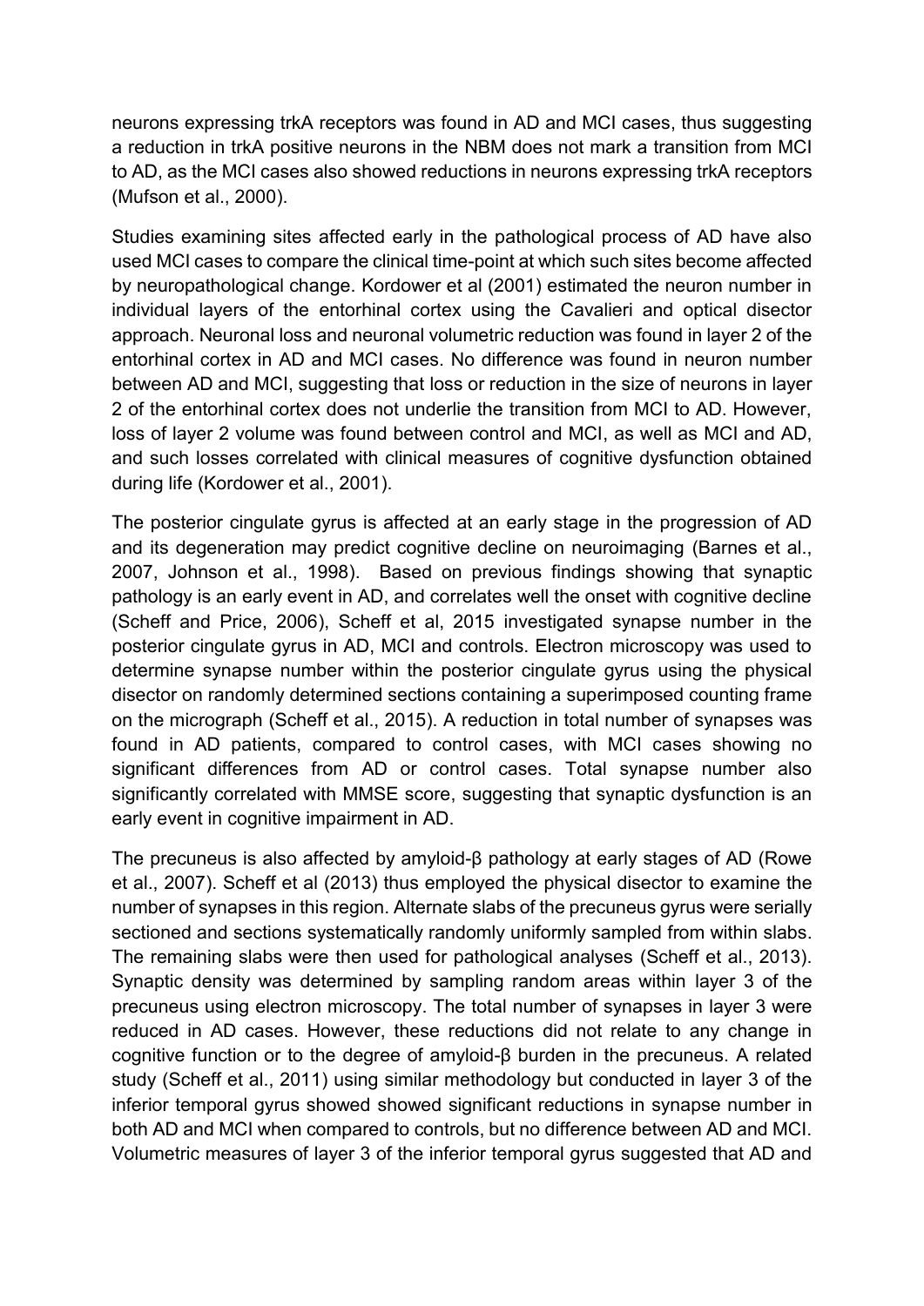neurons expressing trkA receptors was found in AD and MCI cases, thus suggesting a reduction in trkA positive neurons in the NBM does not mark a transition from MCI to AD, as the MCI cases also showed reductions in neurons expressing trkA receptors (Mufson et al., 2000).

Studies examining sites affected early in the pathological process of AD have also used MCI cases to compare the clinical time-point at which such sites become affected by neuropathological change. Kordower et al (2001) estimated the neuron number in individual layers of the entorhinal cortex using the Cavalieri and optical disector approach. Neuronal loss and neuronal volumetric reduction was found in layer 2 of the entorhinal cortex in AD and MCI cases. No difference was found in neuron number between AD and MCI, suggesting that loss or reduction in the size of neurons in layer 2 of the entorhinal cortex does not underlie the transition from MCI to AD. However, loss of layer 2 volume was found between control and MCI, as well as MCI and AD, and such losses correlated with clinical measures of cognitive dysfunction obtained during life (Kordower et al., 2001).

The posterior cingulate gyrus is affected at an early stage in the progression of AD and its degeneration may predict cognitive decline on neuroimaging (Barnes et al., 2007, Johnson et al., 1998). Based on previous findings showing that synaptic pathology is an early event in AD, and correlates well the onset with cognitive decline (Scheff and Price, 2006), Scheff et al, 2015 investigated synapse number in the posterior cingulate gyrus in AD, MCI and controls. Electron microscopy was used to determine synapse number within the posterior cingulate gyrus using the physical disector on randomly determined sections containing a superimposed counting frame on the micrograph (Scheff et al., 2015). A reduction in total number of synapses was found in AD patients, compared to control cases, with MCI cases showing no significant differences from AD or control cases. Total synapse number also significantly correlated with MMSE score, suggesting that synaptic dysfunction is an early event in cognitive impairment in AD.

The precuneus is also affected by amyloid-β pathology at early stages of AD (Rowe et al., 2007). Scheff et al (2013) thus employed the physical disector to examine the number of synapses in this region. Alternate slabs of the precuneus gyrus were serially sectioned and sections systematically randomly uniformly sampled from within slabs. The remaining slabs were then used for pathological analyses (Scheff et al., 2013). Synaptic density was determined by sampling random areas within layer 3 of the precuneus using electron microscopy. The total number of synapses in layer 3 were reduced in AD cases. However, these reductions did not relate to any change in cognitive function or to the degree of amyloid-β burden in the precuneus. A related study (Scheff et al., 2011) using similar methodology but conducted in layer 3 of the inferior temporal gyrus showed showed significant reductions in synapse number in both AD and MCI when compared to controls, but no difference between AD and MCI. Volumetric measures of layer 3 of the inferior temporal gyrus suggested that AD and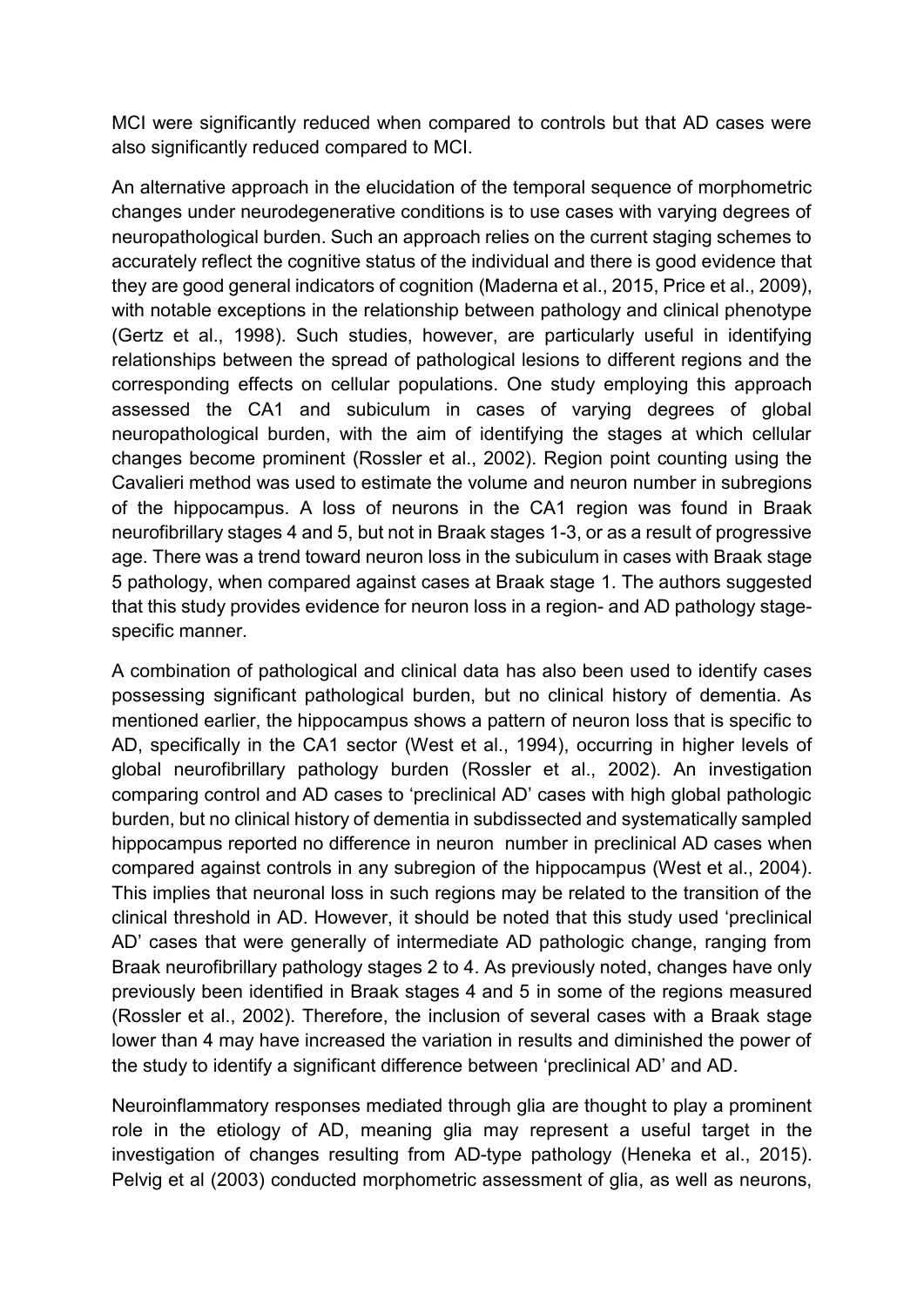MCI were significantly reduced when compared to controls but that AD cases were also significantly reduced compared to MCI.

An alternative approach in the elucidation of the temporal sequence of morphometric changes under neurodegenerative conditions is to use cases with varying degrees of neuropathological burden. Such an approach relies on the current staging schemes to accurately reflect the cognitive status of the individual and there is good evidence that they are good general indicators of cognition (Maderna et al., 2015, Price et al., 2009), with notable exceptions in the relationship between pathology and clinical phenotype (Gertz et al., 1998). Such studies, however, are particularly useful in identifying relationships between the spread of pathological lesions to different regions and the corresponding effects on cellular populations. One study employing this approach assessed the CA1 and subiculum in cases of varying degrees of global neuropathological burden, with the aim of identifying the stages at which cellular changes become prominent (Rossler et al., 2002). Region point counting using the Cavalieri method was used to estimate the volume and neuron number in subregions of the hippocampus. A loss of neurons in the CA1 region was found in Braak neurofibrillary stages 4 and 5, but not in Braak stages 1-3, or as a result of progressive age. There was a trend toward neuron loss in the subiculum in cases with Braak stage 5 pathology, when compared against cases at Braak stage 1. The authors suggested that this study provides evidence for neuron loss in a region- and AD pathology stage-specific manner.

A combination of pathological and clinical data has also been used to identify cases possessing significant pathological burden, but no clinical history of dementia. As mentioned earlier, the hippocampus shows a pattern of neuron loss that is specific to AD, specifically in the CA1 sector (West et al., 1994), occurring in higher levels of global neurofibrillary pathology burden (Rossler et al., 2002). An investigation comparing control and AD cases to 'preclinical AD' cases with high global pathologic burden, but no clinical history of dementia in subdissected and systematically sampled hippocampus reported no difference in neuron number in preclinical AD cases when compared against controls in any subregion of the hippocampus (West et al., 2004). This implies that neuronal loss in such regions may be related to the transition of the clinical threshold in AD. However, it should be noted that this study used 'preclinical AD' cases that were generally of intermediate AD pathologic change, ranging from Braak neurofibrillary pathology stages 2 to 4. As previously noted, changes have only previously been identified in Braak stages 4 and 5 in some of the regions measured (Rossler et al., 2002). Therefore, the inclusion of several cases with a Braak stage lower than 4 may have increased the variation in results and diminished the power of the study to identify a significant difference between 'preclinical AD' and AD.

Neuroinflammatory responses mediated through glia are thought to play a prominent role in the etiology of AD, meaning glia may represent a useful target in the investigation of changes resulting from AD-type pathology (Heneka et al., 2015). Pelvig et al (2003) conducted morphometric assessment of glia, as well as neurons,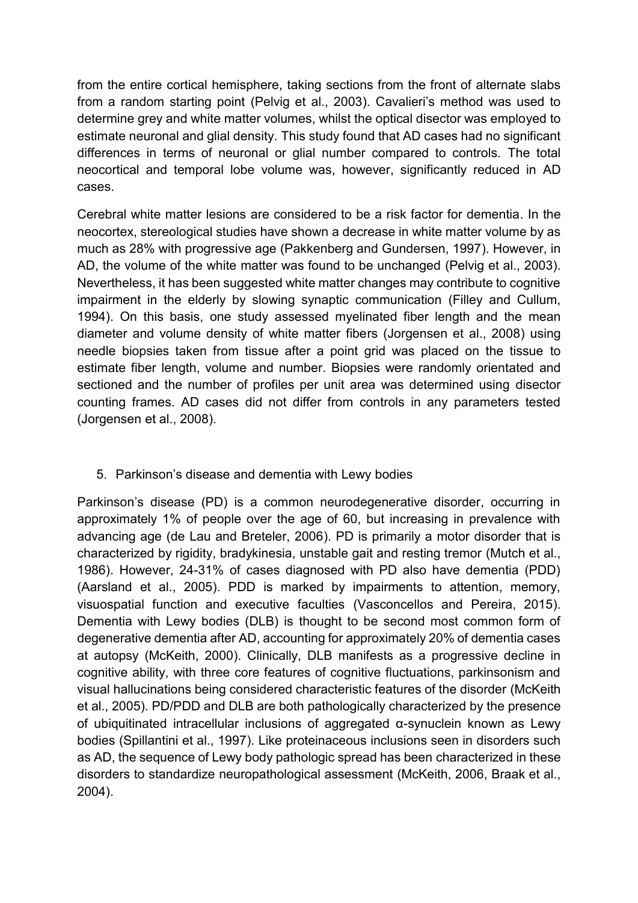from the entire cortical hemisphere, taking sections from the front of alternate slabs from a random starting point (Pelvig et al., 2003). Cavalieri's method was used to determine grey and white matter volumes, whilst the optical disector was employed to estimate neuronal and glial density. This study found that AD cases had no significant differences in terms of neuronal or glial number compared to controls. The total neocortical and temporal lobe volume was, however, significantly reduced in AD cases.

Cerebral white matter lesions are considered to be a risk factor for dementia. In the neocortex, stereological studies have shown a decrease in white matter volume by as much as 28% with progressive age (Pakkenberg and Gundersen, 1997). However, in AD, the volume of the white matter was found to be unchanged (Pelvig et al., 2003). Nevertheless, it has been suggested white matter changes may contribute to cognitive impairment in the elderly by slowing synaptic communication (Filley and Cullum, 1994). On this basis, one study assessed myelinated fiber length and the mean diameter and volume density of white matter fibers (Jorgensen et al., 2008) using needle biopsies taken from tissue after a point grid was placed on the tissue to estimate fiber length, volume and number. Biopsies were randomly orientated and sectioned and the number of profiles per unit area was determined using disector counting frames. AD cases did not differ from controls in any parameters tested (Jorgensen et al., 2008).

## 5. Parkinson's disease and dementia with Lewy bodies

Parkinson's disease (PD) is a common neurodegenerative disorder, occurring in approximately 1% of people over the age of 60, but increasing in prevalence with advancing age (de Lau and Breteler, 2006). PD is primarily a motor disorder that is characterized by rigidity, bradykinesia, unstable gait and resting tremor (Mutch et al., 1986). However, 24-31% of cases diagnosed with PD also have dementia (PDD) (Aarsland et al., 2005). PDD is marked by impairments to attention, memory, visuospatial function and executive faculties (Vasconcellos and Pereira, 2015). Dementia with Lewy bodies (DLB) is thought to be second most common form of degenerative dementia after AD, accounting for approximately 20% of dementia cases at autopsy (McKeith, 2000). Clinically, DLB manifests as a progressive decline in cognitive ability, with three core features of cognitive fluctuations, parkinsonism and visual hallucinations being considered characteristic features of the disorder (McKeith et al., 2005). PD/PDD and DLB are both pathologically characterized by the presence of ubiquitinated intracellular inclusions of aggregated α-synuclein known as Lewy bodies (Spillantini et al., 1997). Like proteinaceous inclusions seen in disorders such as AD, the sequence of Lewy body pathologic spread has been characterized in these disorders to standardize neuropathological assessment (McKeith, 2006, Braak et al., 2004).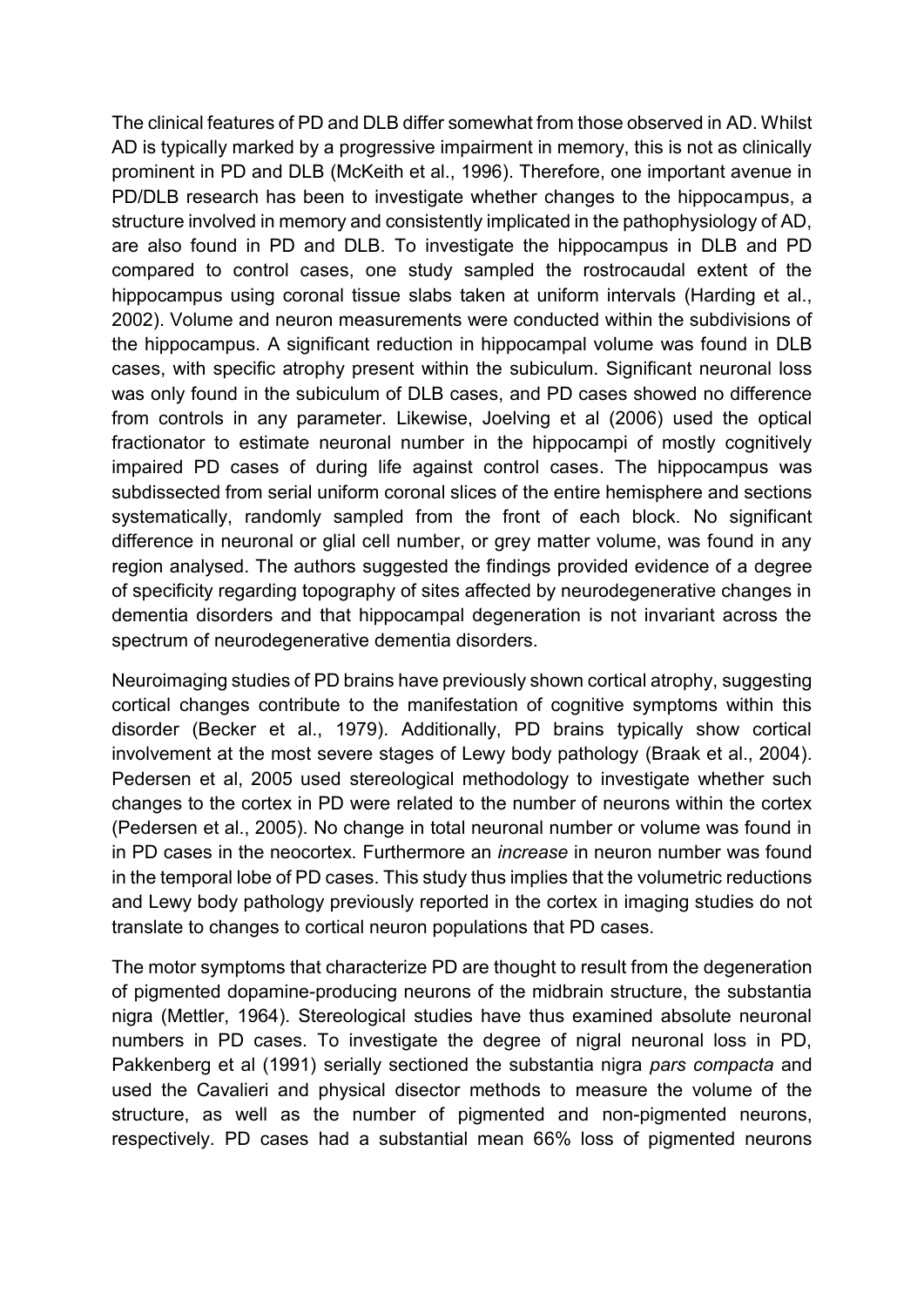The clinical features of PD and DLB differ somewhat from those observed in AD. Whilst AD is typically marked by a progressive impairment in memory, this is not as clinically prominent in PD and DLB (McKeith et al., 1996). Therefore, one important avenue in PD/DLB research has been to investigate whether changes to the hippocampus, a structure involved in memory and consistently implicated in the pathophysiology of AD, are also found in PD and DLB. To investigate the hippocampus in DLB and PD compared to control cases, one study sampled the rostrocaudal extent of the hippocampus using coronal tissue slabs taken at uniform intervals (Harding et al., 2002). Volume and neuron measurements were conducted within the subdivisions of the hippocampus. A significant reduction in hippocampal volume was found in DLB cases, with specific atrophy present within the subiculum. Significant neuronal loss was only found in the subiculum of DLB cases, and PD cases showed no difference from controls in any parameter. Likewise, Joelving et al (2006) used the optical fractionator to estimate neuronal number in the hippocampi of mostly cognitively impaired PD cases of during life against control cases. The hippocampus was subdissected from serial uniform coronal slices of the entire hemisphere and sections systematically, randomly sampled from the front of each block. No significant difference in neuronal or glial cell number, or grey matter volume, was found in any region analysed. The authors suggested the findings provided evidence of a degree of specificity regarding topography of sites affected by neurodegenerative changes in dementia disorders and that hippocampal degeneration is not invariant across the spectrum of neurodegenerative dementia disorders.

Neuroimaging studies of PD brains have previously shown cortical atrophy, suggesting cortical changes contribute to the manifestation of cognitive symptoms within this disorder (Becker et al., 1979). Additionally, PD brains typically show cortical involvement at the most severe stages of Lewy body pathology (Braak et al., 2004). Pedersen et al, 2005 used stereological methodology to investigate whether such changes to the cortex in PD were related to the number of neurons within the cortex (Pedersen et al., 2005). No change in total neuronal number or volume was found in in PD cases in the neocortex. Furthermore an *increase* in neuron number was found in the temporal lobe of PD cases. This study thus implies that the volumetric reductions and Lewy body pathology previously reported in the cortex in imaging studies do not translate to changes to cortical neuron populations that PD cases.

The motor symptoms that characterize PD are thought to result from the degeneration of pigmented dopamine-producing neurons of the midbrain structure, the substantia nigra (Mettler, 1964). Stereological studies have thus examined absolute neuronal numbers in PD cases. To investigate the degree of nigral neuronal loss in PD, Pakkenberg et al (1991) serially sectioned the substantia nigra *pars compacta* and used the Cavalieri and physical disector methods to measure the volume of the structure, as well as the number of pigmented and non-pigmented neurons, respectively. PD cases had a substantial mean 66% loss of pigmented neurons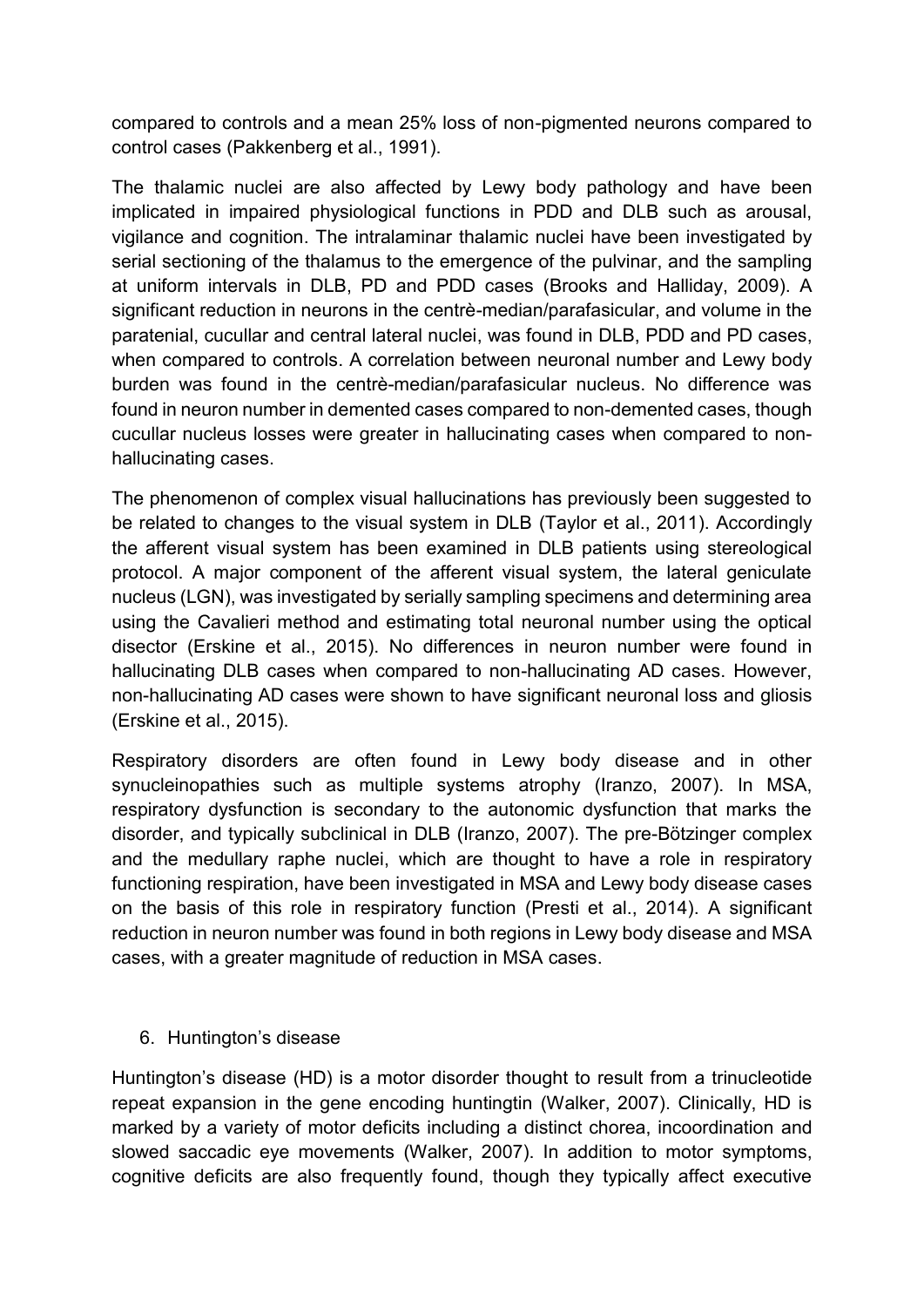compared to controls and a mean 25% loss of non-pigmented neurons compared to control cases (Pakkenberg et al., 1991).

The thalamic nuclei are also affected by Lewy body pathology and have been implicated in impaired physiological functions in PDD and DLB such as arousal, vigilance and cognition. The intralaminar thalamic nuclei have been investigated by serial sectioning of the thalamus to the emergence of the pulvinar, and the sampling at uniform intervals in DLB, PD and PDD cases (Brooks and Halliday, 2009). A significant reduction in neurons in the centrè-median/parafasicular, and volume in the paratenial, cucullar and central lateral nuclei, was found in DLB, PDD and PD cases, when compared to controls. A correlation between neuronal number and Lewy body burden was found in the centrè-median/parafasicular nucleus. No difference was found in neuron number in demented cases compared to non-demented cases, though cucullar nucleus losses were greater in hallucinating cases when compared to non-hallucinating cases.

The phenomenon of complex visual hallucinations has previously been suggested to be related to changes to the visual system in DLB (Taylor et al., 2011). Accordingly the afferent visual system has been examined in DLB patients using stereological protocol. A major component of the afferent visual system, the lateral geniculate nucleus (LGN), was investigated by serially sampling specimens and determining area using the Cavalieri method and estimating total neuronal number using the optical disector (Erskine et al., 2015). No differences in neuron number were found in hallucinating DLB cases when compared to non-hallucinating AD cases. However, non-hallucinating AD cases were shown to have significant neuronal loss and gliosis (Erskine et al., 2015).

Respiratory disorders are often found in Lewy body disease and in other synucleinopathies such as multiple systems atrophy (Iranzo, 2007). In MSA, respiratory dysfunction is secondary to the autonomic dysfunction that marks the disorder, and typically subclinical in DLB (Iranzo, 2007). The pre-Bötzinger complex and the medullary raphe nuclei, which are thought to have a role in respiratory functioning respiration, have been investigated in MSA and Lewy body disease cases on the basis of this role in respiratory function (Presti et al., 2014). A significant reduction in neuron number was found in both regions in Lewy body disease and MSA cases, with a greater magnitude of reduction in MSA cases.

## 6. Huntington's disease

Huntington's disease (HD) is a motor disorder thought to result from a trinucleotide repeat expansion in the gene encoding huntingtin (Walker, 2007). Clinically, HD is marked by a variety of motor deficits including a distinct chorea, incoordination and slowed saccadic eye movements (Walker, 2007). In addition to motor symptoms, cognitive deficits are also frequently found, though they typically affect executive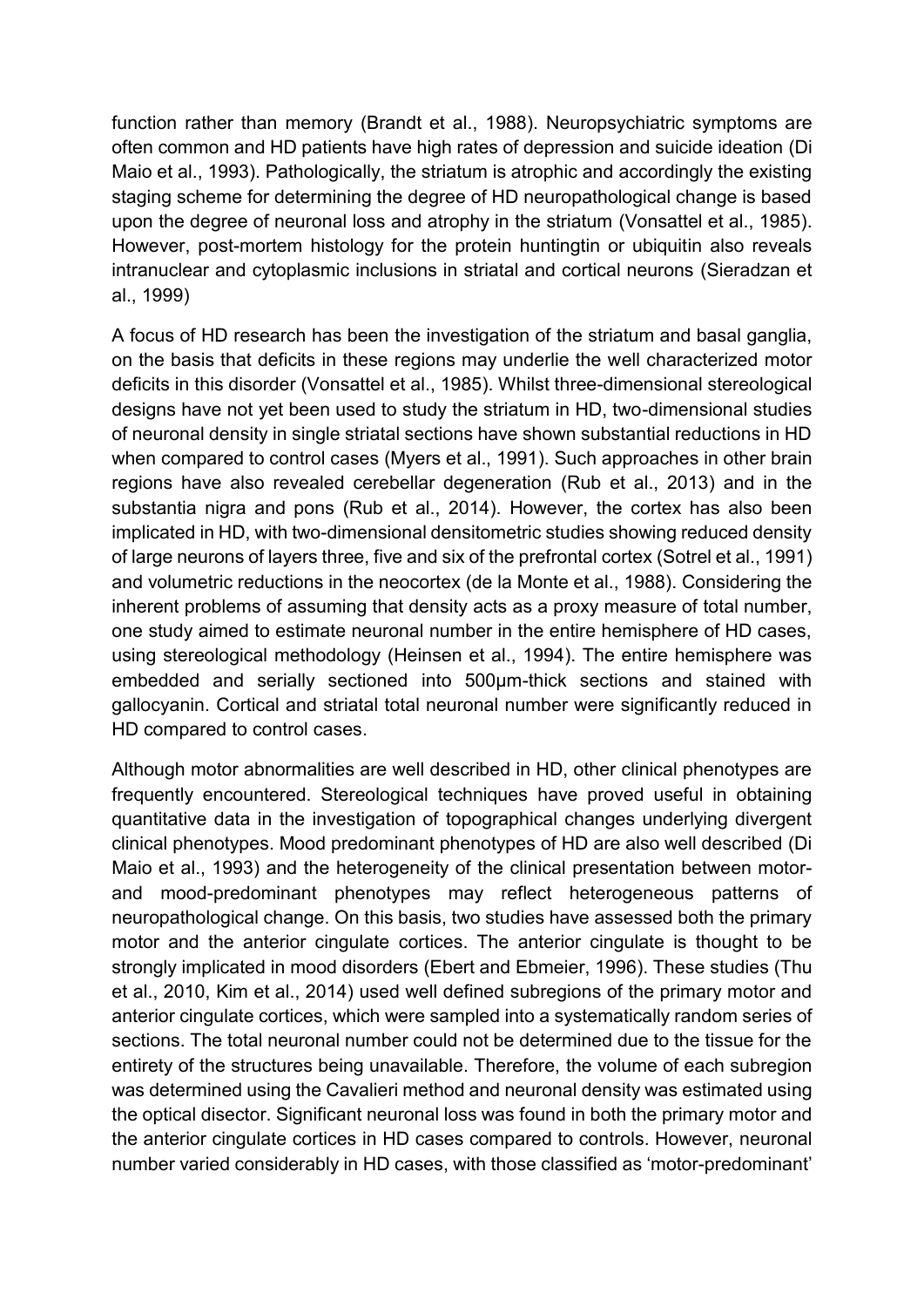function rather than memory (Brandt et al., 1988). Neuropsychiatric symptoms are often common and HD patients have high rates of depression and suicide ideation (Di Maio et al., 1993). Pathologically, the striatum is atrophic and accordingly the existing staging scheme for determining the degree of HD neuropathological change is based upon the degree of neuronal loss and atrophy in the striatum (Vonsattel et al., 1985). However, post-mortem histology for the protein huntingtin or ubiquitin also reveals intranuclear and cytoplasmic inclusions in striatal and cortical neurons (Sieradzan et al., 1999)

A focus of HD research has been the investigation of the striatum and basal ganglia, on the basis that deficits in these regions may underlie the well characterized motor deficits in this disorder (Vonsattel et al., 1985). Whilst three-dimensional stereological designs have not yet been used to study the striatum in HD, two-dimensional studies of neuronal density in single striatal sections have shown substantial reductions in HD when compared to control cases (Myers et al., 1991). Such approaches in other brain regions have also revealed cerebellar degeneration (Rub et al., 2013) and in the substantia nigra and pons (Rub et al., 2014). However, the cortex has also been implicated in HD, with two-dimensional densitometric studies showing reduced density of large neurons of layers three, five and six of the prefrontal cortex (Sotrel et al., 1991) and volumetric reductions in the neocortex (de la Monte et al., 1988). Considering the inherent problems of assuming that density acts as a proxy measure of total number, one study aimed to estimate neuronal number in the entire hemisphere of HD cases, using stereological methodology (Heinsen et al., 1994). The entire hemisphere was embedded and serially sectioned into 500μm-thick sections and stained with gallocyanin. Cortical and striatal total neuronal number were significantly reduced in HD compared to control cases.

Although motor abnormalities are well described in HD, other clinical phenotypes are frequently encountered. Stereological techniques have proved useful in obtaining quantitative data in the investigation of topographical changes underlying divergent clinical phenotypes. Mood predominant phenotypes of HD are also well described (Di Maio et al., 1993) and the heterogeneity of the clinical presentation between motor- and mood-predominant phenotypes may reflect heterogeneous patterns of neuropathological change. On this basis, two studies have assessed both the primary motor and the anterior cingulate cortices. The anterior cingulate is thought to be strongly implicated in mood disorders (Ebert and Ebmeier, 1996). These studies (Thu et al., 2010, Kim et al., 2014) used well defined subregions of the primary motor and anterior cingulate cortices, which were sampled into a systematically random series of sections. The total neuronal number could not be determined due to the tissue for the entirety of the structures being unavailable. Therefore, the volume of each subregion was determined using the Cavalieri method and neuronal density was estimated using the optical disector. Significant neuronal loss was found in both the primary motor and the anterior cingulate cortices in HD cases compared to controls. However, neuronal number varied considerably in HD cases, with those classified as 'motor-predominant'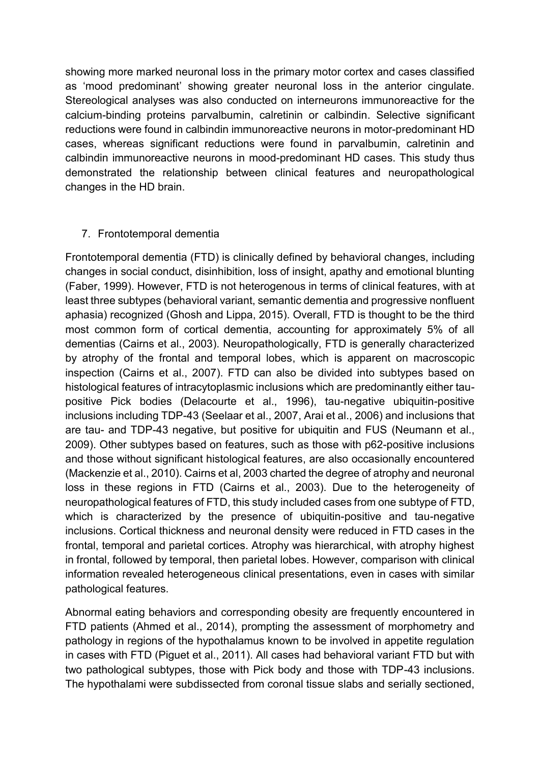showing more marked neuronal loss in the primary motor cortex and cases classified as 'mood predominant' showing greater neuronal loss in the anterior cingulate. Stereological analyses was also conducted on interneurons immunoreactive for the calcium-binding proteins parvalbumin, calretinin or calbindin. Selective significant reductions were found in calbindin immunoreactive neurons in motor-predominant HD cases, whereas significant reductions were found in parvalbumin, calretinin and calbindin immunoreactive neurons in mood-predominant HD cases. This study thus demonstrated the relationship between clinical features and neuropathological changes in the HD brain.

## 7. Frontotemporal dementia

Frontotemporal dementia (FTD) is clinically defined by behavioral changes, including changes in social conduct, disinhibition, loss of insight, apathy and emotional blunting (Faber, 1999). However, FTD is not heterogenous in terms of clinical features, with at least three subtypes (behavioral variant, semantic dementia and progressive nonfluent aphasia) recognized (Ghosh and Lippa, 2015). Overall, FTD is thought to be the third most common form of cortical dementia, accounting for approximately 5% of all dementias (Cairns et al., 2003). Neuropathologically, FTD is generally characterized by atrophy of the frontal and temporal lobes, which is apparent on macroscopic inspection (Cairns et al., 2007). FTD can also be divided into subtypes based on histological features of intracytoplasmic inclusions which are predominantly either tau-positive Pick bodies (Delacourte et al., 1996), tau-negative ubiquitin-positive inclusions including TDP-43 (Seelaar et al., 2007, Arai et al., 2006) and inclusions that are tau- and TDP-43 negative, but positive for ubiquitin and FUS (Neumann et al., 2009). Other subtypes based on features, such as those with p62-positive inclusions and those without significant histological features, are also occasionally encountered (Mackenzie et al., 2010). Cairns et al, 2003 charted the degree of atrophy and neuronal loss in these regions in FTD (Cairns et al., 2003). Due to the heterogeneity of neuropathological features of FTD, this study included cases from one subtype of FTD, which is characterized by the presence of ubiquitin-positive and tau-negative inclusions. Cortical thickness and neuronal density were reduced in FTD cases in the frontal, temporal and parietal cortices. Atrophy was hierarchical, with atrophy highest in frontal, followed by temporal, then parietal lobes. However, comparison with clinical information revealed heterogeneous clinical presentations, even in cases with similar pathological features.

Abnormal eating behaviors and corresponding obesity are frequently encountered in FTD patients (Ahmed et al., 2014), prompting the assessment of morphometry and pathology in regions of the hypothalamus known to be involved in appetite regulation in cases with FTD (Piguet et al., 2011). All cases had behavioral variant FTD but with two pathological subtypes, those with Pick body and those with TDP-43 inclusions. The hypothalami were subdissected from coronal tissue slabs and serially sectioned,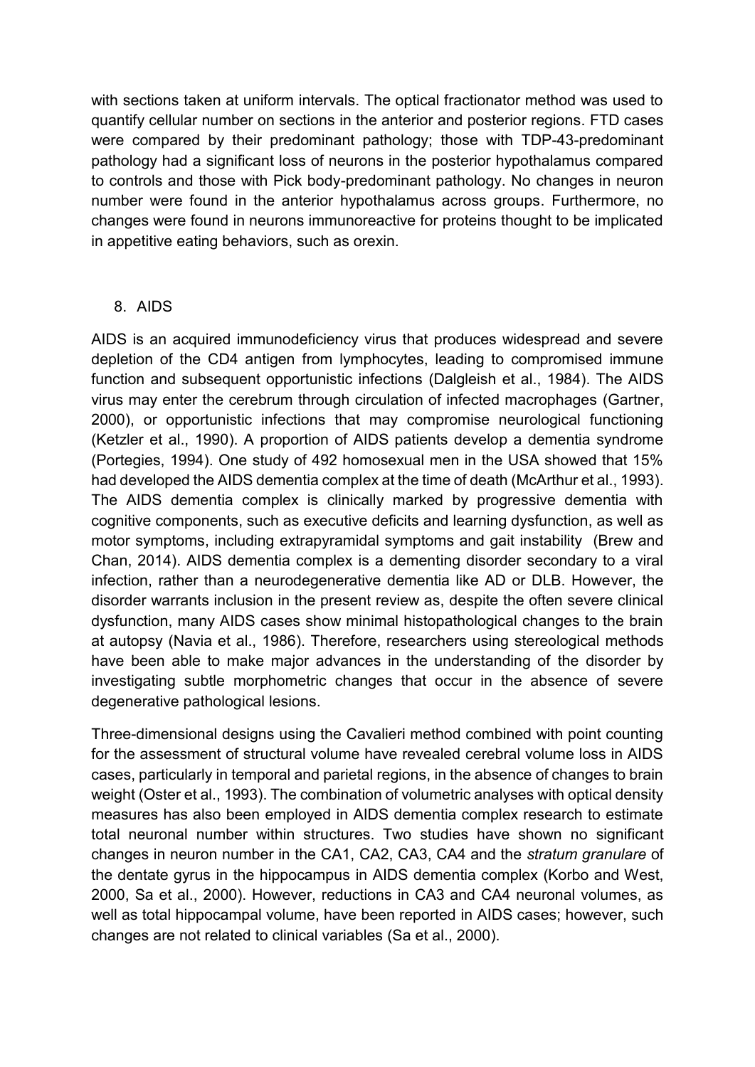with sections taken at uniform intervals. The optical fractionator method was used to quantify cellular number on sections in the anterior and posterior regions. FTD cases were compared by their predominant pathology; those with TDP-43-predominant pathology had a significant loss of neurons in the posterior hypothalamus compared to controls and those with Pick body-predominant pathology. No changes in neuron number were found in the anterior hypothalamus across groups. Furthermore, no changes were found in neurons immunoreactive for proteins thought to be implicated in appetitive eating behaviors, such as orexin.

## 8. AIDS

AIDS is an acquired immunodeficiency virus that produces widespread and severe depletion of the CD4 antigen from lymphocytes, leading to compromised immune function and subsequent opportunistic infections (Dalgleish et al., 1984). The AIDS virus may enter the cerebrum through circulation of infected macrophages (Gartner, 2000), or opportunistic infections that may compromise neurological functioning (Ketzler et al., 1990). A proportion of AIDS patients develop a dementia syndrome (Portegies, 1994). One study of 492 homosexual men in the USA showed that 15% had developed the AIDS dementia complex at the time of death (McArthur et al., 1993). The AIDS dementia complex is clinically marked by progressive dementia with cognitive components, such as executive deficits and learning dysfunction, as well as motor symptoms, including extrapyramidal symptoms and gait instability (Brew and Chan, 2014). AIDS dementia complex is a dementing disorder secondary to a viral infection, rather than a neurodegenerative dementia like AD or DLB. However, the disorder warrants inclusion in the present review as, despite the often severe clinical dysfunction, many AIDS cases show minimal histopathological changes to the brain at autopsy (Navia et al., 1986). Therefore, researchers using stereological methods have been able to make major advances in the understanding of the disorder by investigating subtle morphometric changes that occur in the absence of severe degenerative pathological lesions.

Three-dimensional designs using the Cavalieri method combined with point counting for the assessment of structural volume have revealed cerebral volume loss in AIDS cases, particularly in temporal and parietal regions, in the absence of changes to brain weight (Oster et al., 1993). The combination of volumetric analyses with optical density measures has also been employed in AIDS dementia complex research to estimate total neuronal number within structures. Two studies have shown no significant changes in neuron number in the CA1, CA2, CA3, CA4 and the *stratum granulare* of the dentate gyrus in the hippocampus in AIDS dementia complex (Korbo and West, 2000, Sa et al., 2000). However, reductions in CA3 and CA4 neuronal volumes, as well as total hippocampal volume, have been reported in AIDS cases; however, such changes are not related to clinical variables (Sa et al., 2000).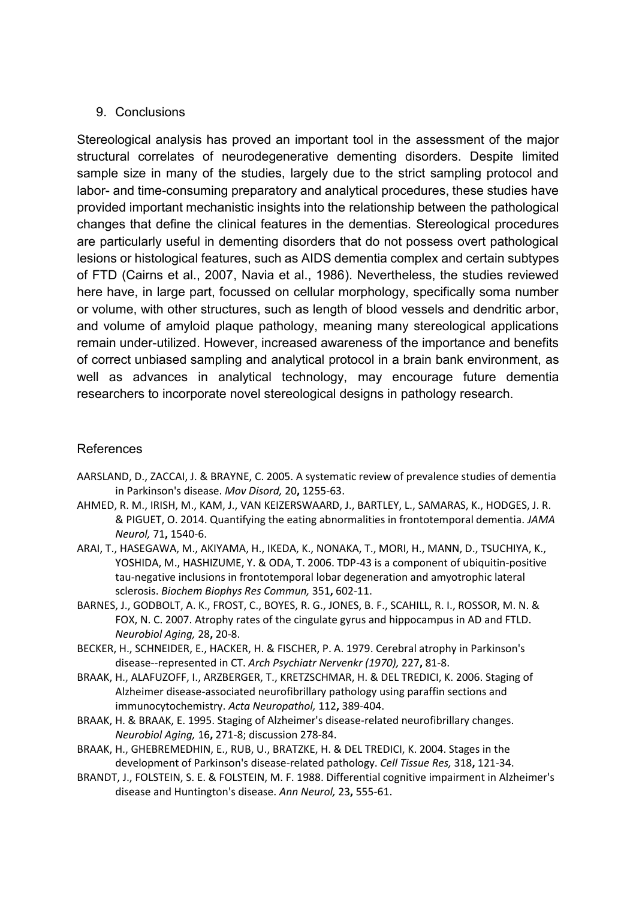## 9. Conclusions

Stereological analysis has proved an important tool in the assessment of the major structural correlates of neurodegenerative dementing disorders. Despite limited sample size in many of the studies, largely due to the strict sampling protocol and labor- and time-consuming preparatory and analytical procedures, these studies have provided important mechanistic insights into the relationship between the pathological changes that define the clinical features in the dementias. Stereological procedures are particularly useful in dementing disorders that do not possess overt pathological lesions or histological features, such as AIDS dementia complex and certain subtypes of FTD (Cairns et al., 2007, Navia et al., 1986). Nevertheless, the studies reviewed here have, in large part, focussed on cellular morphology, specifically soma number or volume, with other structures, such as length of blood vessels and dendritic arbor, and volume of amyloid plaque pathology, meaning many stereological applications remain under-utilized. However, increased awareness of the importance and benefits of correct unbiased sampling and analytical protocol in a brain bank environment, as well as advances in analytical technology, may encourage future dementia researchers to incorporate novel stereological designs in pathology research.

## References

AARSLAND, D., ZACCAI, J. & BRAYNE, C. 2005. A systematic review of prevalence studies of dementia in Parkinson's disease. *Mov Disord,* 20**,** 1255-63.

AHMED, R. M., IRISH, M., KAM, J., VAN KEIZERSWAARD, J., BARTLEY, L., SAMARAS, K., HODGES, J. R. & PIGUET, O. 2014. Quantifying the eating abnormalities in frontotemporal dementia. *JAMA Neurol,* 71**,** 1540-6.

ARAI, T., HASEGAWA, M., AKIYAMA, H., IKEDA, K., NONAKA, T., MORI, H., MANN, D., TSUCHIYA, K., YOSHIDA, M., HASHIZUME, Y. & ODA, T. 2006. TDP-43 is a component of ubiquitin-positive tau-negative inclusions in frontotemporal lobar degeneration and amyotrophic lateral sclerosis. *Biochem Biophys Res Commun,* 351**,** 602-11.

BARNES, J., GODBOLT, A. K., FROST, C., BOYES, R. G., JONES, B. F., SCAHILL, R. I., ROSSOR, M. N. & FOX, N. C. 2007. Atrophy rates of the cingulate gyrus and hippocampus in AD and FTLD. *Neurobiol Aging,* 28**,** 20-8.

BECKER, H., SCHNEIDER, E., HACKER, H. & FISCHER, P. A. 1979. Cerebral atrophy in Parkinson's disease--represented in CT. *Arch Psychiatr Nervenkr (1970),* 227**,** 81-8.

BRAAK, H., ALAFUZOFF, I., ARZBERGER, T., KRETZSCHMAR, H. & DEL TREDICI, K. 2006. Staging of Alzheimer disease-associated neurofibrillary pathology using paraffin sections and immunocytochemistry. *Acta Neuropathol,* 112**,** 389-404.

BRAAK, H. & BRAAK, E. 1995. Staging of Alzheimer's disease-related neurofibrillary changes. *Neurobiol Aging,* 16**,** 271-8; discussion 278-84.

BRAAK, H., GHEBREMEDHIN, E., RUB, U., BRATZKE, H. & DEL TREDICI, K. 2004. Stages in the development of Parkinson's disease-related pathology. *Cell Tissue Res,* 318**,** 121-34.

BRANDT, J., FOLSTEIN, S. E. & FOLSTEIN, M. F. 1988. Differential cognitive impairment in Alzheimer's disease and Huntington's disease. *Ann Neurol,* 23**,** 555-61.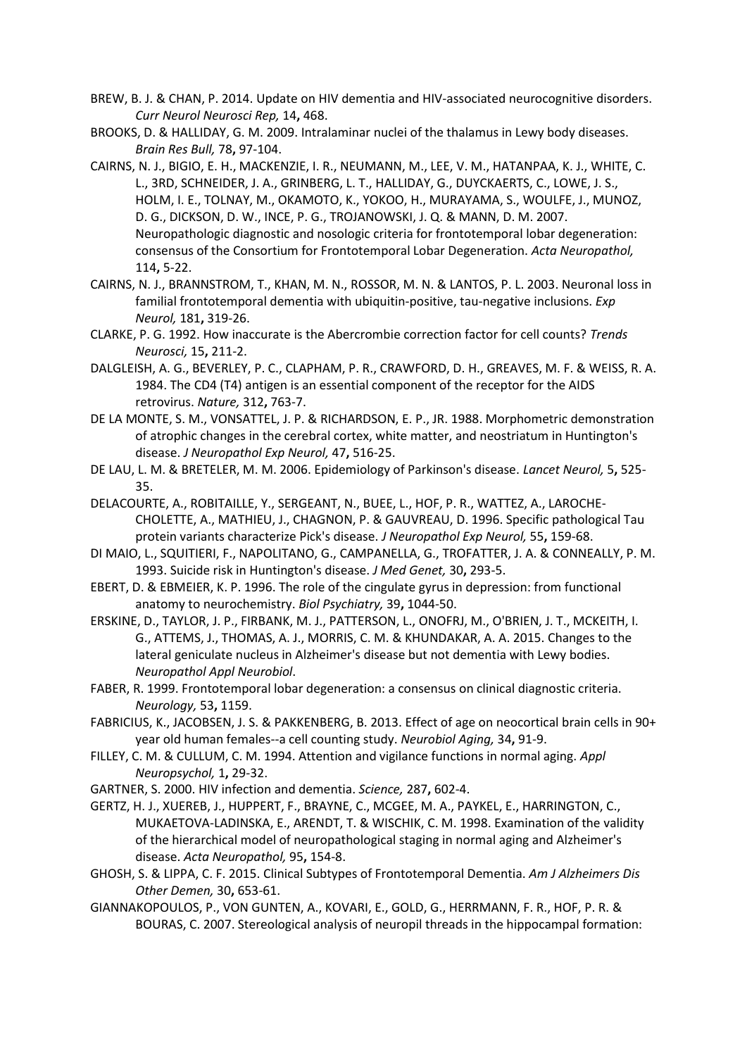BREW, B. J. & CHAN, P. 2014. Update on HIV dementia and HIV-associated neurocognitive disorders. *Curr Neurol Neurosci Rep,* 14**,** 468.

BROOKS, D. & HALLIDAY, G. M. 2009. Intralaminar nuclei of the thalamus in Lewy body diseases. *Brain Res Bull,* 78**,** 97-104.

CAIRNS, N. J., BIGIO, E. H., MACKENZIE, I. R., NEUMANN, M., LEE, V. M., HATANPAA, K. J., WHITE, C. L., 3RD, SCHNEIDER, J. A., GRINBERG, L. T., HALLIDAY, G., DUYCKAERTS, C., LOWE, J. S., HOLM, I. E., TOLNAY, M., OKAMOTO, K., YOKOO, H., MURAYAMA, S., WOULFE, J., MUNOZ, D. G., DICKSON, D. W., INCE, P. G., TROJANOWSKI, J. Q. & MANN, D. M. 2007. Neuropathologic diagnostic and nosologic criteria for frontotemporal lobar degeneration: consensus of the Consortium for Frontotemporal Lobar Degeneration. *Acta Neuropathol,* 114**,** 5-22.

CAIRNS, N. J., BRANNSTROM, T., KHAN, M. N., ROSSOR, M. N. & LANTOS, P. L. 2003. Neuronal loss in familial frontotemporal dementia with ubiquitin-positive, tau-negative inclusions. *Exp Neurol,* 181**,** 319-26.

CLARKE, P. G. 1992. How inaccurate is the Abercrombie correction factor for cell counts? *Trends Neurosci,* 15**,** 211-2.

DALGLEISH, A. G., BEVERLEY, P. C., CLAPHAM, P. R., CRAWFORD, D. H., GREAVES, M. F. & WEISS, R. A. 1984. The CD4 (T4) antigen is an essential component of the receptor for the AIDS retrovirus. *Nature,* 312**,** 763-7.

DE LA MONTE, S. M., VONSATTEL, J. P. & RICHARDSON, E. P., JR. 1988. Morphometric demonstration of atrophic changes in the cerebral cortex, white matter, and neostriatum in Huntington's disease. *J Neuropathol Exp Neurol,* 47**,** 516-25.

DE LAU, L. M. & BRETELER, M. M. 2006. Epidemiology of Parkinson's disease. *Lancet Neurol,* 5**,** 525-35.

DELACOURTE, A., ROBITAILLE, Y., SERGEANT, N., BUEE, L., HOF, P. R., WATTEZ, A., LAROCHE-CHOLETTE, A., MATHIEU, J., CHAGNON, P. & GAUVREAU, D. 1996. Specific pathological Tau protein variants characterize Pick's disease. *J Neuropathol Exp Neurol,* 55**,** 159-68.

DI MAIO, L., SQUITIERI, F., NAPOLITANO, G., CAMPANELLA, G., TROFATTER, J. A. & CONNEALLY, P. M. 1993. Suicide risk in Huntington's disease. *J Med Genet,* 30**,** 293-5.

EBERT, D. & EBMEIER, K. P. 1996. The role of the cingulate gyrus in depression: from functional anatomy to neurochemistry. *Biol Psychiatry,* 39**,** 1044-50.

ERSKINE, D., TAYLOR, J. P., FIRBANK, M. J., PATTERSON, L., ONOFRJ, M., O'BRIEN, J. T., MCKEITH, I. G., ATTEMS, J., THOMAS, A. J., MORRIS, C. M. & KHUNDAKAR, A. A. 2015. Changes to the lateral geniculate nucleus in Alzheimer's disease but not dementia with Lewy bodies. *Neuropathol Appl Neurobiol*.

FABER, R. 1999. Frontotemporal lobar degeneration: a consensus on clinical diagnostic criteria. *Neurology,* 53**,** 1159.

FABRICIUS, K., JACOBSEN, J. S. & PAKKENBERG, B. 2013. Effect of age on neocortical brain cells in 90+ year old human females--a cell counting study. *Neurobiol Aging,* 34**,** 91-9.

FILLEY, C. M. & CULLUM, C. M. 1994. Attention and vigilance functions in normal aging. *Appl Neuropsychol,* 1**,** 29-32.

GARTNER, S. 2000. HIV infection and dementia. *Science,* 287**,** 602-4.

GERTZ, H. J., XUEREB, J., HUPPERT, F., BRAYNE, C., MCGEE, M. A., PAYKEL, E., HARRINGTON, C., MUKAETOVA-LADINSKA, E., ARENDT, T. & WISCHIK, C. M. 1998. Examination of the validity of the hierarchical model of neuropathological staging in normal aging and Alzheimer's disease. *Acta Neuropathol,* 95**,** 154-8.

GHOSH, S. & LIPPA, C. F. 2015. Clinical Subtypes of Frontotemporal Dementia. *Am J Alzheimers Dis Other Demen,* 30**,** 653-61.

GIANNAKOPOULOS, P., VON GUNTEN, A., KOVARI, E., GOLD, G., HERRMANN, F. R., HOF, P. R. & BOURAS, C. 2007. Stereological analysis of neuropil threads in the hippocampal formation: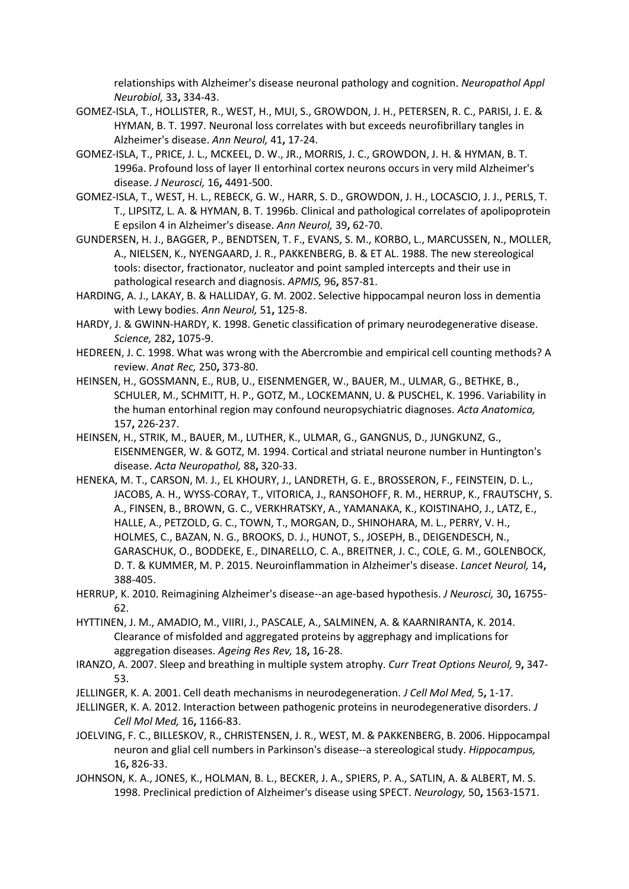relationships with Alzheimer's disease neuronal pathology and cognition. *Neuropathol Appl Neurobiol,* 33**,** 334-43.

GOMEZ-ISLA, T., HOLLISTER, R., WEST, H., MUI, S., GROWDON, J. H., PETERSEN, R. C., PARISI, J. E. & HYMAN, B. T. 1997. Neuronal loss correlates with but exceeds neurofibrillary tangles in Alzheimer's disease. *Ann Neurol,* 41**,** 17-24.

GOMEZ-ISLA, T., PRICE, J. L., MCKEEL, D. W., JR., MORRIS, J. C., GROWDON, J. H. & HYMAN, B. T. 1996a. Profound loss of layer II entorhinal cortex neurons occurs in very mild Alzheimer's disease. *J Neurosci,* 16**,** 4491-500.

GOMEZ-ISLA, T., WEST, H. L., REBECK, G. W., HARR, S. D., GROWDON, J. H., LOCASCIO, J. J., PERLS, T. T., LIPSITZ, L. A. & HYMAN, B. T. 1996b. Clinical and pathological correlates of apolipoprotein E epsilon 4 in Alzheimer's disease. *Ann Neurol,* 39**,** 62-70.

GUNDERSEN, H. J., BAGGER, P., BENDTSEN, T. F., EVANS, S. M., KORBO, L., MARCUSSEN, N., MOLLER, A., NIELSEN, K., NYENGAARD, J. R., PAKKENBERG, B. & ET AL. 1988. The new stereological tools: disector, fractionator, nucleator and point sampled intercepts and their use in pathological research and diagnosis. *APMIS,* 96**,** 857-81.

HARDING, A. J., LAKAY, B. & HALLIDAY, G. M. 2002. Selective hippocampal neuron loss in dementia with Lewy bodies. *Ann Neurol,* 51**,** 125-8.

HARDY, J. & GWINN-HARDY, K. 1998. Genetic classification of primary neurodegenerative disease. *Science,* 282**,** 1075-9.

HEDREEN, J. C. 1998. What was wrong with the Abercrombie and empirical cell counting methods? A review. *Anat Rec,* 250**,** 373-80.

HEINSEN, H., GOSSMANN, E., RUB, U., EISENMENGER, W., BAUER, M., ULMAR, G., BETHKE, B., SCHULER, M., SCHMITT, H. P., GOTZ, M., LOCKEMANN, U. & PUSCHEL, K. 1996. Variability in the human entorhinal region may confound neuropsychiatric diagnoses. *Acta Anatomica,* 157**,** 226-237.

HEINSEN, H., STRIK, M., BAUER, M., LUTHER, K., ULMAR, G., GANGNUS, D., JUNGKUNZ, G., EISENMENGER, W. & GOTZ, M. 1994. Cortical and striatal neurone number in Huntington's disease. *Acta Neuropathol,* 88**,** 320-33.

HENEKA, M. T., CARSON, M. J., EL KHOURY, J., LANDRETH, G. E., BROSSERON, F., FEINSTEIN, D. L., JACOBS, A. H., WYSS-CORAY, T., VITORICA, J., RANSOHOFF, R. M., HERRUP, K., FRAUTSCHY, S. A., FINSEN, B., BROWN, G. C., VERKHRATSKY, A., YAMANAKA, K., KOISTINAHO, J., LATZ, E., HALLE, A., PETZOLD, G. C., TOWN, T., MORGAN, D., SHINOHARA, M. L., PERRY, V. H., HOLMES, C., BAZAN, N. G., BROOKS, D. J., HUNOT, S., JOSEPH, B., DEIGENDESCH, N., GARASCHUK, O., BODDEKE, E., DINARELLO, C. A., BREITNER, J. C., COLE, G. M., GOLENBOCK, D. T. & KUMMER, M. P. 2015. Neuroinflammation in Alzheimer's disease. *Lancet Neurol,* 14**,** 388-405.

HERRUP, K. 2010. Reimagining Alzheimer's disease--an age-based hypothesis. *J Neurosci,* 30**,** 16755-62.

HYTTINEN, J. M., AMADIO, M., VIIRI, J., PASCALE, A., SALMINEN, A. & KAARNIRANTA, K. 2014. Clearance of misfolded and aggregated proteins by aggrephagy and implications for aggregation diseases. *Ageing Res Rev,* 18**,** 16-28.

IRANZO, A. 2007. Sleep and breathing in multiple system atrophy. *Curr Treat Options Neurol,* 9**,** 347-53.

JELLINGER, K. A. 2001. Cell death mechanisms in neurodegeneration. *J Cell Mol Med,* 5**,** 1-17.

JELLINGER, K. A. 2012. Interaction between pathogenic proteins in neurodegenerative disorders. *J Cell Mol Med,* 16**,** 1166-83.

JOELVING, F. C., BILLESKOV, R., CHRISTENSEN, J. R., WEST, M. & PAKKENBERG, B. 2006. Hippocampal neuron and glial cell numbers in Parkinson's disease--a stereological study. *Hippocampus,* 16**,** 826-33.

JOHNSON, K. A., JONES, K., HOLMAN, B. L., BECKER, J. A., SPIERS, P. A., SATLIN, A. & ALBERT, M. S. 1998. Preclinical prediction of Alzheimer's disease using SPECT. *Neurology,* 50**,** 1563-1571.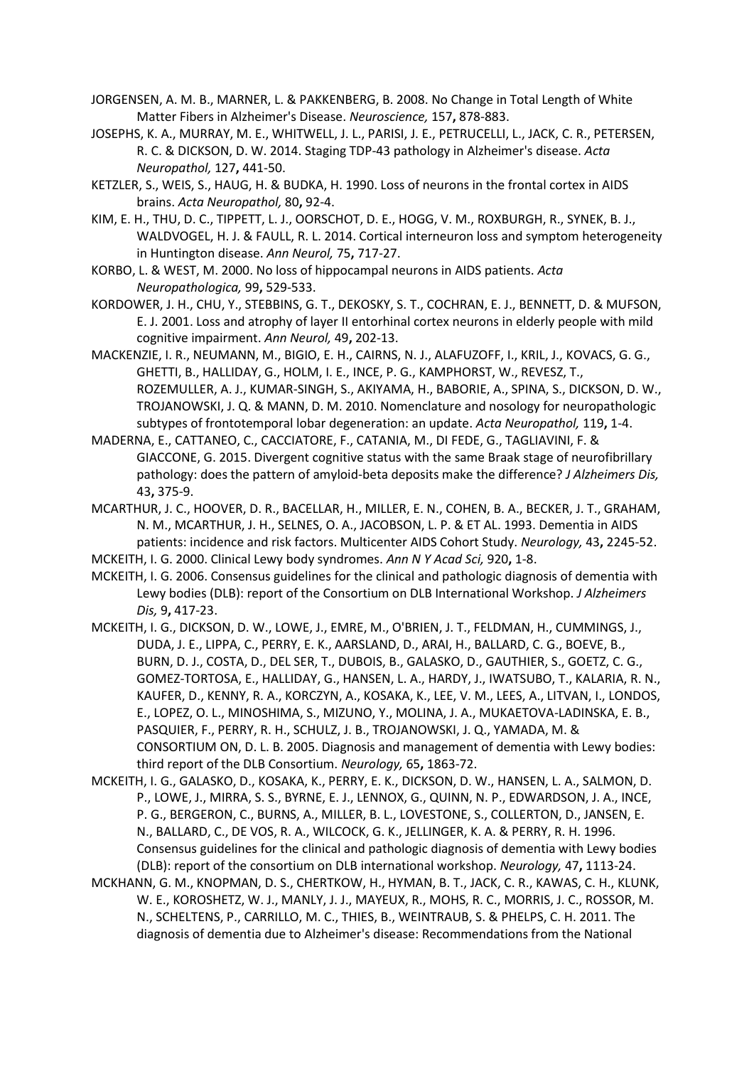JORGENSEN, A. M. B., MARNER, L. & PAKKENBERG, B. 2008. No Change in Total Length of White Matter Fibers in Alzheimer's Disease. *Neuroscience,* 157**,** 878-883.

JOSEPHS, K. A., MURRAY, M. E., WHITWELL, J. L., PARISI, J. E., PETRUCELLI, L., JACK, C. R., PETERSEN, R. C. & DICKSON, D. W. 2014. Staging TDP-43 pathology in Alzheimer's disease. *Acta Neuropathol,* 127**,** 441-50.

KETZLER, S., WEIS, S., HAUG, H. & BUDKA, H. 1990. Loss of neurons in the frontal cortex in AIDS brains. *Acta Neuropathol,* 80**,** 92-4.

KIM, E. H., THU, D. C., TIPPETT, L. J., OORSCHOT, D. E., HOGG, V. M., ROXBURGH, R., SYNEK, B. J., WALDVOGEL, H. J. & FAULL, R. L. 2014. Cortical interneuron loss and symptom heterogeneity in Huntington disease. *Ann Neurol,* 75**,** 717-27.

KORBO, L. & WEST, M. 2000. No loss of hippocampal neurons in AIDS patients. *Acta Neuropathologica,* 99**,** 529-533.

KORDOWER, J. H., CHU, Y., STEBBINS, G. T., DEKOSKY, S. T., COCHRAN, E. J., BENNETT, D. & MUFSON, E. J. 2001. Loss and atrophy of layer II entorhinal cortex neurons in elderly people with mild cognitive impairment. *Ann Neurol,* 49**,** 202-13.

MACKENZIE, I. R., NEUMANN, M., BIGIO, E. H., CAIRNS, N. J., ALAFUZOFF, I., KRIL, J., KOVACS, G. G., GHETTI, B., HALLIDAY, G., HOLM, I. E., INCE, P. G., KAMPHORST, W., REVESZ, T., ROZEMULLER, A. J., KUMAR-SINGH, S., AKIYAMA, H., BABORIE, A., SPINA, S., DICKSON, D. W., TROJANOWSKI, J. Q. & MANN, D. M. 2010. Nomenclature and nosology for neuropathologic subtypes of frontotemporal lobar degeneration: an update. *Acta Neuropathol,* 119**,** 1-4.

MADERNA, E., CATTANEO, C., CACCIATORE, F., CATANIA, M., DI FEDE, G., TAGLIAVINI, F. & GIACCONE, G. 2015. Divergent cognitive status with the same Braak stage of neurofibrillary pathology: does the pattern of amyloid-beta deposits make the difference? *J Alzheimers Dis,* 43**,** 375-9.

MCARTHUR, J. C., HOOVER, D. R., BACELLAR, H., MILLER, E. N., COHEN, B. A., BECKER, J. T., GRAHAM, N. M., MCARTHUR, J. H., SELNES, O. A., JACOBSON, L. P. & ET AL. 1993. Dementia in AIDS patients: incidence and risk factors. Multicenter AIDS Cohort Study. *Neurology,* 43**,** 2245-52.

MCKEITH, I. G. 2000. Clinical Lewy body syndromes. *Ann N Y Acad Sci,* 920**,** 1-8.

MCKEITH, I. G. 2006. Consensus guidelines for the clinical and pathologic diagnosis of dementia with Lewy bodies (DLB): report of the Consortium on DLB International Workshop. *J Alzheimers Dis,* 9**,** 417-23.

MCKEITH, I. G., DICKSON, D. W., LOWE, J., EMRE, M., O'BRIEN, J. T., FELDMAN, H., CUMMINGS, J., DUDA, J. E., LIPPA, C., PERRY, E. K., AARSLAND, D., ARAI, H., BALLARD, C. G., BOEVE, B., BURN, D. J., COSTA, D., DEL SER, T., DUBOIS, B., GALASKO, D., GAUTHIER, S., GOETZ, C. G., GOMEZ-TORTOSA, E., HALLIDAY, G., HANSEN, L. A., HARDY, J., IWATSUBO, T., KALARIA, R. N., KAUFER, D., KENNY, R. A., KORCZYN, A., KOSAKA, K., LEE, V. M., LEES, A., LITVAN, I., LONDOS, E., LOPEZ, O. L., MINOSHIMA, S., MIZUNO, Y., MOLINA, J. A., MUKAETOVA-LADINSKA, E. B., PASQUIER, F., PERRY, R. H., SCHULZ, J. B., TROJANOWSKI, J. Q., YAMADA, M. & CONSORTIUM ON, D. L. B. 2005. Diagnosis and management of dementia with Lewy bodies: third report of the DLB Consortium. *Neurology,* 65**,** 1863-72.

MCKEITH, I. G., GALASKO, D., KOSAKA, K., PERRY, E. K., DICKSON, D. W., HANSEN, L. A., SALMON, D. P., LOWE, J., MIRRA, S. S., BYRNE, E. J., LENNOX, G., QUINN, N. P., EDWARDSON, J. A., INCE, P. G., BERGERON, C., BURNS, A., MILLER, B. L., LOVESTONE, S., COLLERTON, D., JANSEN, E. N., BALLARD, C., DE VOS, R. A., WILCOCK, G. K., JELLINGER, K. A. & PERRY, R. H. 1996. Consensus guidelines for the clinical and pathologic diagnosis of dementia with Lewy bodies (DLB): report of the consortium on DLB international workshop. *Neurology,* 47**,** 1113-24.

MCKHANN, G. M., KNOPMAN, D. S., CHERTKOW, H., HYMAN, B. T., JACK, C. R., KAWAS, C. H., KLUNK, W. E., KOROSHETZ, W. J., MANLY, J. J., MAYEUX, R., MOHS, R. C., MORRIS, J. C., ROSSOR, M. N., SCHELTENS, P., CARRILLO, M. C., THIES, B., WEINTRAUB, S. & PHELPS, C. H. 2011. The diagnosis of dementia due to Alzheimer's disease: Recommendations from the National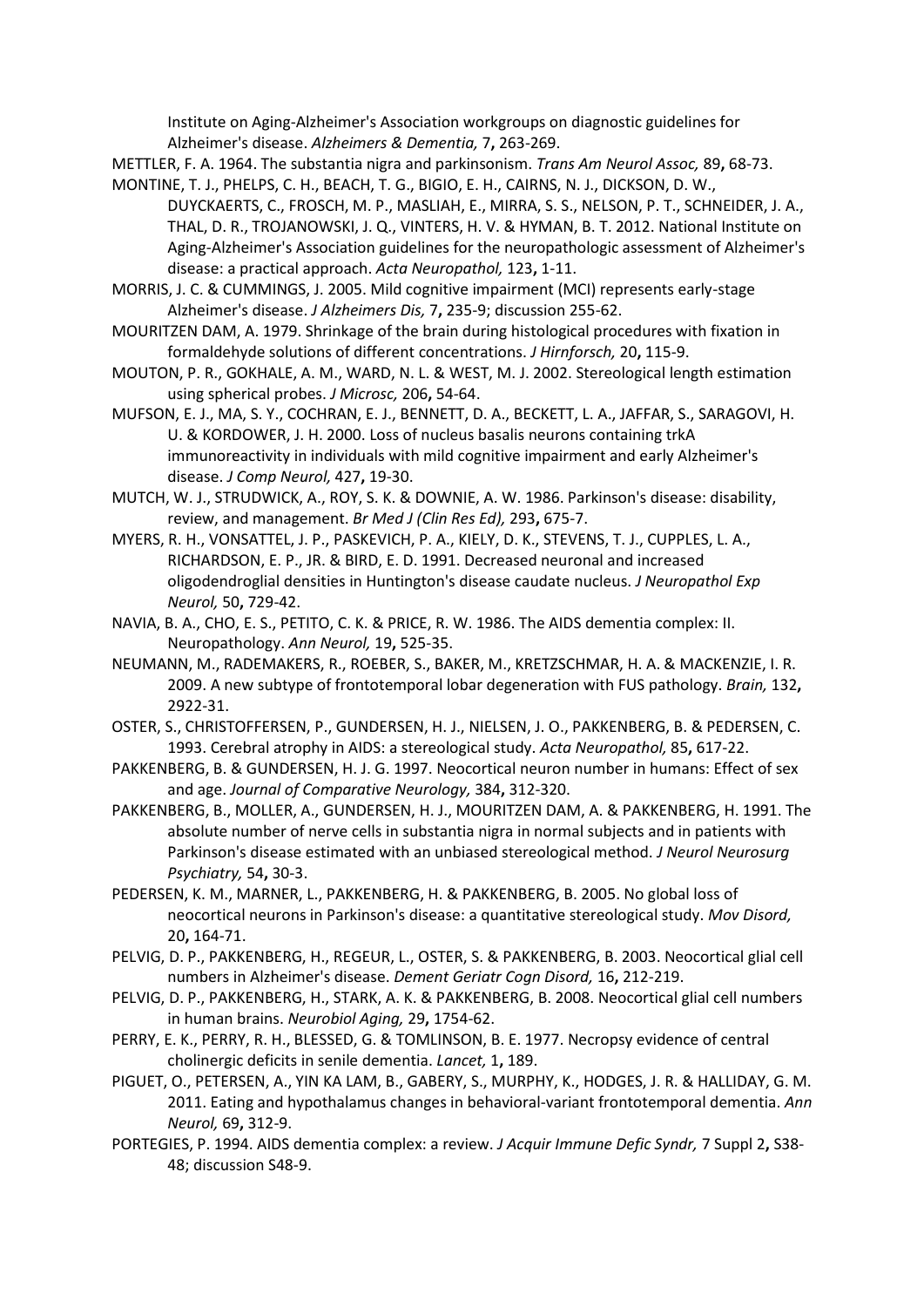Institute on Aging-Alzheimer's Association workgroups on diagnostic guidelines for Alzheimer's disease. *Alzheimers & Dementia,* 7**,** 263-269.

METTLER, F. A. 1964. The substantia nigra and parkinsonism. *Trans Am Neurol Assoc,* 89**,** 68-73.

MONTINE, T. J., PHELPS, C. H., BEACH, T. G., BIGIO, E. H., CAIRNS, N. J., DICKSON, D. W., DUYCKAERTS, C., FROSCH, M. P., MASLIAH, E., MIRRA, S. S., NELSON, P. T., SCHNEIDER, J. A., THAL, D. R., TROJANOWSKI, J. Q., VINTERS, H. V. & HYMAN, B. T. 2012. National Institute on Aging-Alzheimer's Association guidelines for the neuropathologic assessment of Alzheimer's disease: a practical approach. *Acta Neuropathol,* 123**,** 1-11.

MORRIS, J. C. & CUMMINGS, J. 2005. Mild cognitive impairment (MCI) represents early-stage Alzheimer's disease. *J Alzheimers Dis,* 7**,** 235-9; discussion 255-62.

MOURITZEN DAM, A. 1979. Shrinkage of the brain during histological procedures with fixation in formaldehyde solutions of different concentrations. *J Hirnforsch,* 20**,** 115-9.

MOUTON, P. R., GOKHALE, A. M., WARD, N. L. & WEST, M. J. 2002. Stereological length estimation using spherical probes. *J Microsc,* 206**,** 54-64.

MUFSON, E. J., MA, S. Y., COCHRAN, E. J., BENNETT, D. A., BECKETT, L. A., JAFFAR, S., SARAGOVI, H. U. & KORDOWER, J. H. 2000. Loss of nucleus basalis neurons containing trkA immunoreactivity in individuals with mild cognitive impairment and early Alzheimer's disease. *J Comp Neurol,* 427**,** 19-30.

MUTCH, W. J., STRUDWICK, A., ROY, S. K. & DOWNIE, A. W. 1986. Parkinson's disease: disability, review, and management. *Br Med J (Clin Res Ed),* 293**,** 675-7.

MYERS, R. H., VONSATTEL, J. P., PASKEVICH, P. A., KIELY, D. K., STEVENS, T. J., CUPPLES, L. A., RICHARDSON, E. P., JR. & BIRD, E. D. 1991. Decreased neuronal and increased oligodendroglial densities in Huntington's disease caudate nucleus. *J Neuropathol Exp Neurol,* 50**,** 729-42.

NAVIA, B. A., CHO, E. S., PETITO, C. K. & PRICE, R. W. 1986. The AIDS dementia complex: II. Neuropathology. *Ann Neurol,* 19**,** 525-35.

NEUMANN, M., RADEMAKERS, R., ROEBER, S., BAKER, M., KRETZSCHMAR, H. A. & MACKENZIE, I. R. 2009. A new subtype of frontotemporal lobar degeneration with FUS pathology. *Brain,* 132**,** 2922-31.

OSTER, S., CHRISTOFFERSEN, P., GUNDERSEN, H. J., NIELSEN, J. O., PAKKENBERG, B. & PEDERSEN, C. 1993. Cerebral atrophy in AIDS: a stereological study. *Acta Neuropathol,* 85**,** 617-22.

PAKKENBERG, B. & GUNDERSEN, H. J. G. 1997. Neocortical neuron number in humans: Effect of sex and age. *Journal of Comparative Neurology,* 384**,** 312-320.

PAKKENBERG, B., MOLLER, A., GUNDERSEN, H. J., MOURITZEN DAM, A. & PAKKENBERG, H. 1991. The absolute number of nerve cells in substantia nigra in normal subjects and in patients with Parkinson's disease estimated with an unbiased stereological method. *J Neurol Neurosurg Psychiatry,* 54**,** 30-3.

PEDERSEN, K. M., MARNER, L., PAKKENBERG, H. & PAKKENBERG, B. 2005. No global loss of neocortical neurons in Parkinson's disease: a quantitative stereological study. *Mov Disord,* 20**,** 164-71.

PELVIG, D. P., PAKKENBERG, H., REGEUR, L., OSTER, S. & PAKKENBERG, B. 2003. Neocortical glial cell numbers in Alzheimer's disease. *Dement Geriatr Cogn Disord,* 16**,** 212-219.

PELVIG, D. P., PAKKENBERG, H., STARK, A. K. & PAKKENBERG, B. 2008. Neocortical glial cell numbers in human brains. *Neurobiol Aging,* 29**,** 1754-62.

PERRY, E. K., PERRY, R. H., BLESSED, G. & TOMLINSON, B. E. 1977. Necropsy evidence of central cholinergic deficits in senile dementia. *Lancet,* 1**,** 189.

PIGUET, O., PETERSEN, A., YIN KA LAM, B., GABERY, S., MURPHY, K., HODGES, J. R. & HALLIDAY, G. M. 2011. Eating and hypothalamus changes in behavioral-variant frontotemporal dementia. *Ann Neurol,* 69**,** 312-9.

PORTEGIES, P. 1994. AIDS dementia complex: a review. *J Acquir Immune Defic Syndr,* 7 Suppl 2**,** S38-48; discussion S48-9.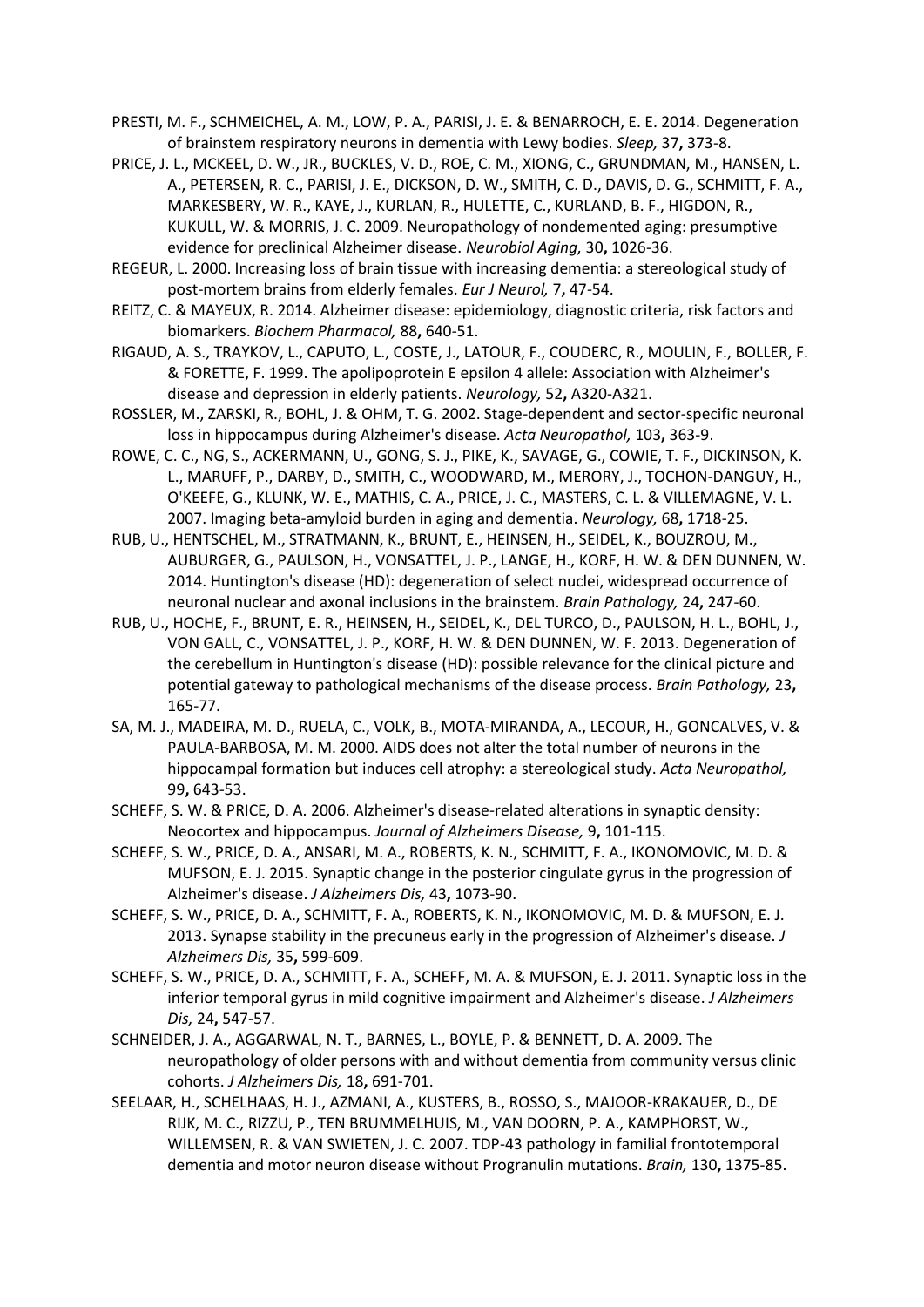PRESTI, M. F., SCHMEICHEL, A. M., LOW, P. A., PARISI, J. E. & BENARROCH, E. E. 2014. Degeneration of brainstem respiratory neurons in dementia with Lewy bodies. *Sleep,* 37**,** 373-8.

PRICE, J. L., MCKEEL, D. W., JR., BUCKLES, V. D., ROE, C. M., XIONG, C., GRUNDMAN, M., HANSEN, L. A., PETERSEN, R. C., PARISI, J. E., DICKSON, D. W., SMITH, C. D., DAVIS, D. G., SCHMITT, F. A., MARKESBERY, W. R., KAYE, J., KURLAN, R., HULETTE, C., KURLAND, B. F., HIGDON, R., KUKULL, W. & MORRIS, J. C. 2009. Neuropathology of nondemented aging: presumptive evidence for preclinical Alzheimer disease. *Neurobiol Aging,* 30**,** 1026-36.

REGEUR, L. 2000. Increasing loss of brain tissue with increasing dementia: a stereological study of post-mortem brains from elderly females. *Eur J Neurol,* 7**,** 47-54.

REITZ, C. & MAYEUX, R. 2014. Alzheimer disease: epidemiology, diagnostic criteria, risk factors and biomarkers. *Biochem Pharmacol,* 88**,** 640-51.

RIGAUD, A. S., TRAYKOV, L., CAPUTO, L., COSTE, J., LATOUR, F., COUDERC, R., MOULIN, F., BOLLER, F. & FORETTE, F. 1999. The apolipoprotein E epsilon 4 allele: Association with Alzheimer's disease and depression in elderly patients. *Neurology,* 52**,** A320-A321.

ROSSLER, M., ZARSKI, R., BOHL, J. & OHM, T. G. 2002. Stage-dependent and sector-specific neuronal loss in hippocampus during Alzheimer's disease. *Acta Neuropathol,* 103**,** 363-9.

ROWE, C. C., NG, S., ACKERMANN, U., GONG, S. J., PIKE, K., SAVAGE, G., COWIE, T. F., DICKINSON, K. L., MARUFF, P., DARBY, D., SMITH, C., WOODWARD, M., MERORY, J., TOCHON-DANGUY, H., O'KEEFE, G., KLUNK, W. E., MATHIS, C. A., PRICE, J. C., MASTERS, C. L. & VILLEMAGNE, V. L. 2007. Imaging beta-amyloid burden in aging and dementia. *Neurology,* 68**,** 1718-25.

RUB, U., HENTSCHEL, M., STRATMANN, K., BRUNT, E., HEINSEN, H., SEIDEL, K., BOUZROU, M., AUBURGER, G., PAULSON, H., VONSATTEL, J. P., LANGE, H., KORF, H. W. & DEN DUNNEN, W. 2014. Huntington's disease (HD): degeneration of select nuclei, widespread occurrence of neuronal nuclear and axonal inclusions in the brainstem. *Brain Pathology,* 24**,** 247-60.

RUB, U., HOCHE, F., BRUNT, E. R., HEINSEN, H., SEIDEL, K., DEL TURCO, D., PAULSON, H. L., BOHL, J., VON GALL, C., VONSATTEL, J. P., KORF, H. W. & DEN DUNNEN, W. F. 2013. Degeneration of the cerebellum in Huntington's disease (HD): possible relevance for the clinical picture and potential gateway to pathological mechanisms of the disease process. *Brain Pathology,* 23**,** 165-77.

SA, M. J., MADEIRA, M. D., RUELA, C., VOLK, B., MOTA-MIRANDA, A., LECOUR, H., GONCALVES, V. & PAULA-BARBOSA, M. M. 2000. AIDS does not alter the total number of neurons in the hippocampal formation but induces cell atrophy: a stereological study. *Acta Neuropathol,* 99**,** 643-53.

SCHEFF, S. W. & PRICE, D. A. 2006. Alzheimer's disease-related alterations in synaptic density: Neocortex and hippocampus. *Journal of Alzheimers Disease,* 9**,** 101-115.

SCHEFF, S. W., PRICE, D. A., ANSARI, M. A., ROBERTS, K. N., SCHMITT, F. A., IKONOMOVIC, M. D. & MUFSON, E. J. 2015. Synaptic change in the posterior cingulate gyrus in the progression of Alzheimer's disease. *J Alzheimers Dis,* 43**,** 1073-90.

SCHEFF, S. W., PRICE, D. A., SCHMITT, F. A., ROBERTS, K. N., IKONOMOVIC, M. D. & MUFSON, E. J. 2013. Synapse stability in the precuneus early in the progression of Alzheimer's disease. *J Alzheimers Dis,* 35**,** 599-609.

SCHEFF, S. W., PRICE, D. A., SCHMITT, F. A., SCHEFF, M. A. & MUFSON, E. J. 2011. Synaptic loss in the inferior temporal gyrus in mild cognitive impairment and Alzheimer's disease. *J Alzheimers Dis,* 24**,** 547-57.

SCHNEIDER, J. A., AGGARWAL, N. T., BARNES, L., BOYLE, P. & BENNETT, D. A. 2009. The neuropathology of older persons with and without dementia from community versus clinic cohorts. *J Alzheimers Dis,* 18**,** 691-701.

SEELAAR, H., SCHELHAAS, H. J., AZMANI, A., KUSTERS, B., ROSSO, S., MAJOOR-KRAKAUER, D., DE RIJK, M. C., RIZZU, P., TEN BRUMMELHUIS, M., VAN DOORN, P. A., KAMPHORST, W., WILLEMSEN, R. & VAN SWIETEN, J. C. 2007. TDP-43 pathology in familial frontotemporal dementia and motor neuron disease without Progranulin mutations. *Brain,* 130**,** 1375-85.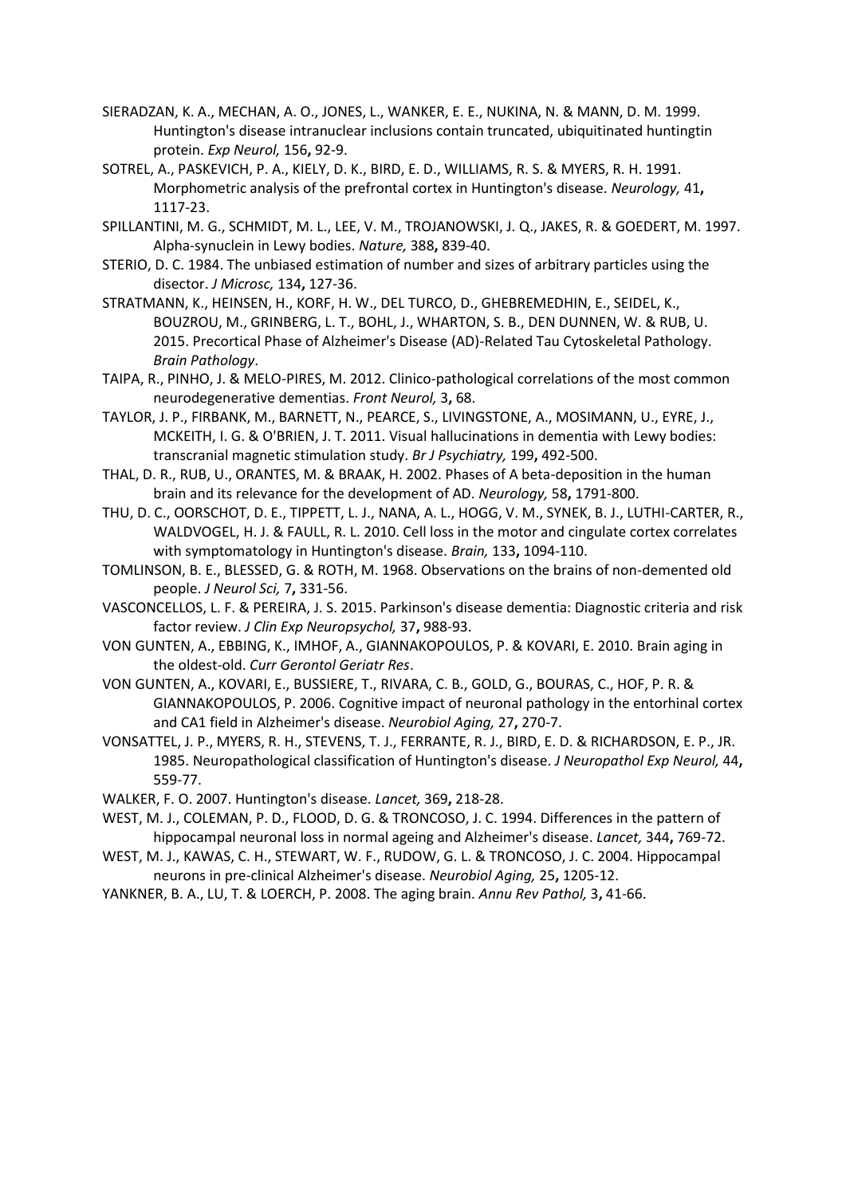SIERADZAN, K. A., MECHAN, A. O., JONES, L., WANKER, E. E., NUKINA, N. & MANN, D. M. 1999. Huntington's disease intranuclear inclusions contain truncated, ubiquitinated huntingtin protein. *Exp Neurol,* 156**,** 92-9.

SOTREL, A., PASKEVICH, P. A., KIELY, D. K., BIRD, E. D., WILLIAMS, R. S. & MYERS, R. H. 1991. Morphometric analysis of the prefrontal cortex in Huntington's disease. *Neurology,* 41**,** 1117-23.

SPILLANTINI, M. G., SCHMIDT, M. L., LEE, V. M., TROJANOWSKI, J. Q., JAKES, R. & GOEDERT, M. 1997. Alpha-synuclein in Lewy bodies. *Nature,* 388**,** 839-40.

STERIO, D. C. 1984. The unbiased estimation of number and sizes of arbitrary particles using the disector. *J Microsc,* 134**,** 127-36.

STRATMANN, K., HEINSEN, H., KORF, H. W., DEL TURCO, D., GHEBREMEDHIN, E., SEIDEL, K., BOUZROU, M., GRINBERG, L. T., BOHL, J., WHARTON, S. B., DEN DUNNEN, W. & RUB, U. 2015. Precortical Phase of Alzheimer's Disease (AD)-Related Tau Cytoskeletal Pathology. *Brain Pathology*.

TAIPA, R., PINHO, J. & MELO-PIRES, M. 2012. Clinico-pathological correlations of the most common neurodegenerative dementias. *Front Neurol,* 3**,** 68.

TAYLOR, J. P., FIRBANK, M., BARNETT, N., PEARCE, S., LIVINGSTONE, A., MOSIMANN, U., EYRE, J., MCKEITH, I. G. & O'BRIEN, J. T. 2011. Visual hallucinations in dementia with Lewy bodies: transcranial magnetic stimulation study. *Br J Psychiatry,* 199**,** 492-500.

THAL, D. R., RUB, U., ORANTES, M. & BRAAK, H. 2002. Phases of A beta-deposition in the human brain and its relevance for the development of AD. *Neurology,* 58**,** 1791-800.

THU, D. C., OORSCHOT, D. E., TIPPETT, L. J., NANA, A. L., HOGG, V. M., SYNEK, B. J., LUTHI-CARTER, R., WALDVOGEL, H. J. & FAULL, R. L. 2010. Cell loss in the motor and cingulate cortex correlates with symptomatology in Huntington's disease. *Brain,* 133**,** 1094-110.

TOMLINSON, B. E., BLESSED, G. & ROTH, M. 1968. Observations on the brains of non-demented old people. *J Neurol Sci,* 7**,** 331-56.

VASCONCELLOS, L. F. & PEREIRA, J. S. 2015. Parkinson's disease dementia: Diagnostic criteria and risk factor review. *J Clin Exp Neuropsychol,* 37**,** 988-93.

VON GUNTEN, A., EBBING, K., IMHOF, A., GIANNAKOPOULOS, P. & KOVARI, E. 2010. Brain aging in the oldest-old. *Curr Gerontol Geriatr Res*.

VON GUNTEN, A., KOVARI, E., BUSSIERE, T., RIVARA, C. B., GOLD, G., BOURAS, C., HOF, P. R. & GIANNAKOPOULOS, P. 2006. Cognitive impact of neuronal pathology in the entorhinal cortex and CA1 field in Alzheimer's disease. *Neurobiol Aging,* 27**,** 270-7.

VONSATTEL, J. P., MYERS, R. H., STEVENS, T. J., FERRANTE, R. J., BIRD, E. D. & RICHARDSON, E. P., JR. 1985. Neuropathological classification of Huntington's disease. *J Neuropathol Exp Neurol,* 44**,** 559-77.

WALKER, F. O. 2007. Huntington's disease. *Lancet,* 369**,** 218-28.

WEST, M. J., COLEMAN, P. D., FLOOD, D. G. & TRONCOSO, J. C. 1994. Differences in the pattern of hippocampal neuronal loss in normal ageing and Alzheimer's disease. *Lancet,* 344**,** 769-72.

WEST, M. J., KAWAS, C. H., STEWART, W. F., RUDOW, G. L. & TRONCOSO, J. C. 2004. Hippocampal neurons in pre-clinical Alzheimer's disease. *Neurobiol Aging,* 25**,** 1205-12.

YANKNER, B. A., LU, T. & LOERCH, P. 2008. The aging brain. *Annu Rev Pathol,* 3**,** 41-66.